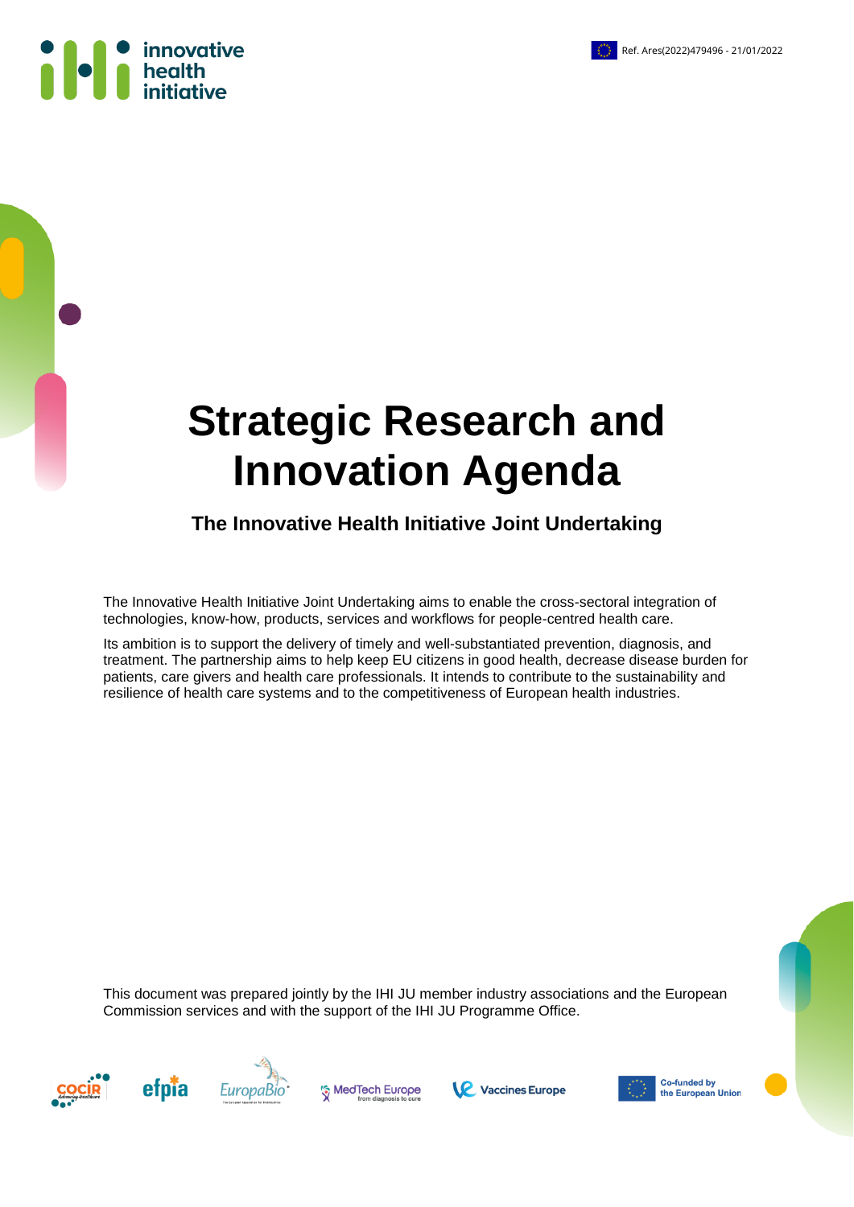Ref. Ares(2022)479496 - 21/01/2022

# Strategic Research and Innovation Agenda

## The Innovative Health Initiative Joint Undertaking

The Innovative Health Initiative Joint Undertaking aims to enable the cross-sectoral integration of technologies, know-how, products, services and workflows for people-centred health care.

Its ambition is to support the delivery of timely and well-substantiated prevention, diagnosis, and treatment. The partnership aims to help keep EU citizens in good health, decrease disease burden for patients, care givers and health care professionals. It intends to contribute to the sustainability and resilience of health care systems and to the competitiveness of European health industries.

This document was prepared jointly by the IHI JU member industry associations and the European Commission services and with the support of the IHI JU Programme Office.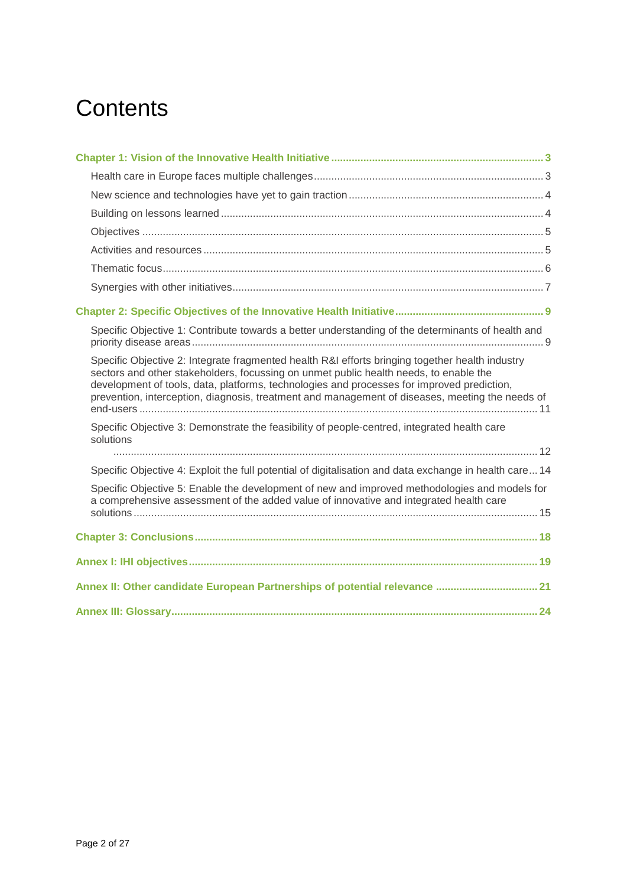# Contents

**Chapter 1: Vision of the Innovative Health Initiative** ........ 3

- Health care in Europe faces multiple challenges ........ 3
- New science and technologies have yet to gain traction ........ 4
- Building on lessons learned ........ 4
- Objectives ........ 5
- Activities and resources ........ 5
- Thematic focus ........ 6
- Synergies with other initiatives ........ 7

**Chapter 2: Specific Objectives of the Innovative Health Initiative** ........ 9

- Specific Objective 1: Contribute towards a better understanding of the determinants of health and priority disease areas ........ 9
- Specific Objective 2: Integrate fragmented health R&I efforts bringing together health industry sectors and other stakeholders, focussing on unmet public health needs, to enable the development of tools, data, platforms, technologies and processes for improved prediction, prevention, interception, diagnosis, treatment and management of diseases, meeting the needs of end-users ........ 11
- Specific Objective 3: Demonstrate the feasibility of people-centred, integrated health care solutions ........ 12
- Specific Objective 4: Exploit the full potential of digitalisation and data exchange in health care ........ 14
- Specific Objective 5: Enable the development of new and improved methodologies and models for a comprehensive assessment of the added value of innovative and integrated health care solutions ........ 15

**Chapter 3: Conclusions** ........ 18

**Annex I: IHI objectives** ........ 19

**Annex II: Other candidate European Partnerships of potential relevance** ........ 21

**Annex III: Glossary** ........ 24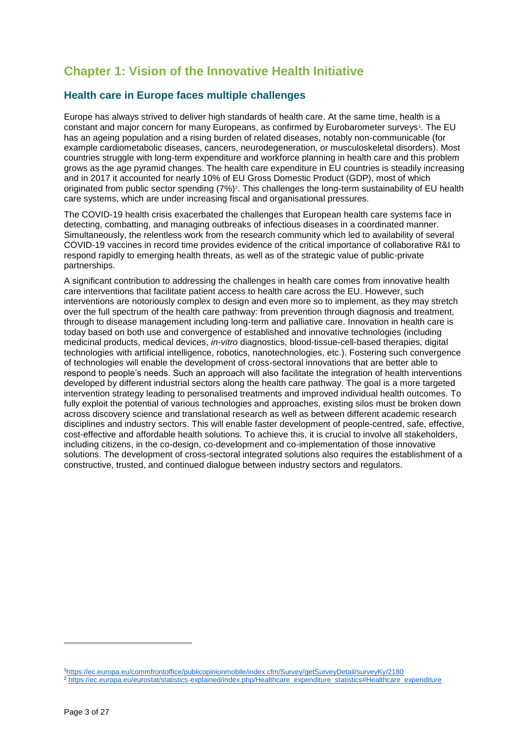# Chapter 1: Vision of the Innovative Health Initiative

## Health care in Europe faces multiple challenges

Europe has always strived to deliver high standards of health care. At the same time, health is a constant and major concern for many Europeans, as confirmed by Eurobarometer surveys[1]. The EU has an ageing population and a rising burden of related diseases, notably non-communicable (for example cardiometabolic diseases, cancers, neurodegeneration, or musculoskeletal disorders). Most countries struggle with long-term expenditure and workforce planning in health care and this problem grows as the age pyramid changes. The health care expenditure in EU countries is steadily increasing and in 2017 it accounted for nearly 10% of EU Gross Domestic Product (GDP), most of which originated from public sector spending (7%)[2]. This challenges the long-term sustainability of EU health care systems, which are under increasing fiscal and organisational pressures.

The COVID-19 health crisis exacerbated the challenges that European health care systems face in detecting, combatting, and managing outbreaks of infectious diseases in a coordinated manner. Simultaneously, the relentless work from the research community which led to availability of several COVID-19 vaccines in record time provides evidence of the critical importance of collaborative R&I to respond rapidly to emerging health threats, as well as of the strategic value of public-private partnerships.

A significant contribution to addressing the challenges in health care comes from innovative health care interventions that facilitate patient access to health care across the EU. However, such interventions are notoriously complex to design and even more so to implement, as they may stretch over the full spectrum of the health care pathway: from prevention through diagnosis and treatment, through to disease management including long-term and palliative care. Innovation in health care is today based on both use and convergence of established and innovative technologies (including medicinal products, medical devices, *in-vitro* diagnostics, blood-tissue-cell-based therapies, digital technologies with artificial intelligence, robotics, nanotechnologies, etc.). Fostering such convergence of technologies will enable the development of cross-sectoral innovations that are better able to respond to people's needs. Such an approach will also facilitate the integration of health interventions developed by different industrial sectors along the health care pathway. The goal is a more targeted intervention strategy leading to personalised treatments and improved individual health outcomes. To fully exploit the potential of various technologies and approaches, existing silos must be broken down across discovery science and translational research as well as between different academic research disciplines and industry sectors. This will enable faster development of people-centred, safe, effective, cost-effective and affordable health solutions. To achieve this, it is crucial to involve all stakeholders, including citizens, in the co-design, co-development and co-implementation of those innovative solutions. The development of cross-sectoral integrated solutions also requires the establishment of a constructive, trusted, and continued dialogue between industry sectors and regulators.

---

[1] https://ec.europa.eu/commfrontoffice/publicopinionmobile/index.cfm/Survey/getSurveyDetail/surveyKy/2180

[2] https://ec.europa.eu/eurostat/statistics-explained/index.php/Healthcare_expenditure_statistics#Healthcare_expenditure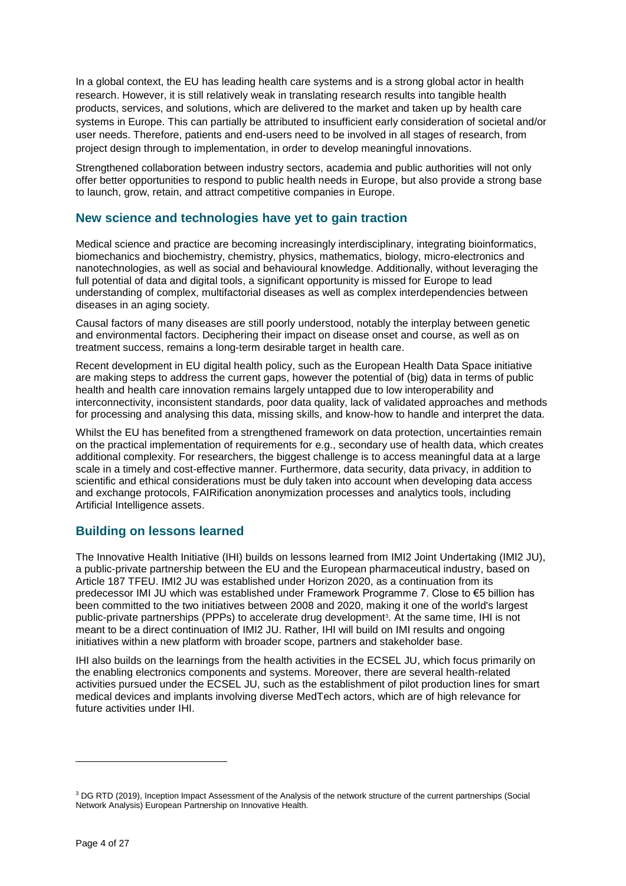In a global context, the EU has leading health care systems and is a strong global actor in health research. However, it is still relatively weak in translating research results into tangible health products, services, and solutions, which are delivered to the market and taken up by health care systems in Europe. This can partially be attributed to insufficient early consideration of societal and/or user needs. Therefore, patients and end-users need to be involved in all stages of research, from project design through to implementation, in order to develop meaningful innovations.

Strengthened collaboration between industry sectors, academia and public authorities will not only offer better opportunities to respond to public health needs in Europe, but also provide a strong base to launch, grow, retain, and attract competitive companies in Europe.

## New science and technologies have yet to gain traction

Medical science and practice are becoming increasingly interdisciplinary, integrating bioinformatics, biomechanics and biochemistry, chemistry, physics, mathematics, biology, micro-electronics and nanotechnologies, as well as social and behavioural knowledge. Additionally, without leveraging the full potential of data and digital tools, a significant opportunity is missed for Europe to lead understanding of complex, multifactorial diseases as well as complex interdependencies between diseases in an aging society.

Causal factors of many diseases are still poorly understood, notably the interplay between genetic and environmental factors. Deciphering their impact on disease onset and course, as well as on treatment success, remains a long-term desirable target in health care.

Recent development in EU digital health policy, such as the European Health Data Space initiative are making steps to address the current gaps, however the potential of (big) data in terms of public health and health care innovation remains largely untapped due to low interoperability and interconnectivity, inconsistent standards, poor data quality, lack of validated approaches and methods for processing and analysing this data, missing skills, and know-how to handle and interpret the data.

Whilst the EU has benefited from a strengthened framework on data protection, uncertainties remain on the practical implementation of requirements for e.g., secondary use of health data, which creates additional complexity. For researchers, the biggest challenge is to access meaningful data at a large scale in a timely and cost-effective manner. Furthermore, data security, data privacy, in addition to scientific and ethical considerations must be duly taken into account when developing data access and exchange protocols, FAIRification anonymization processes and analytics tools, including Artificial Intelligence assets.

## Building on lessons learned

The Innovative Health Initiative (IHI) builds on lessons learned from IMI2 Joint Undertaking (IMI2 JU), a public-private partnership between the EU and the European pharmaceutical industry, based on Article 187 TFEU. IMI2 JU was established under Horizon 2020, as a continuation from its predecessor IMI JU which was established under Framework Programme 7. Close to €5 billion has been committed to the two initiatives between 2008 and 2020, making it one of the world's largest public-private partnerships (PPPs) to accelerate drug development[3]. At the same time, IHI is not meant to be a direct continuation of IMI2 JU. Rather, IHI will build on IMI results and ongoing initiatives within a new platform with broader scope, partners and stakeholder base.

IHI also builds on the learnings from the health activities in the ECSEL JU, which focus primarily on the enabling electronics components and systems. Moreover, there are several health-related activities pursued under the ECSEL JU, such as the establishment of pilot production lines for smart medical devices and implants involving diverse MedTech actors, which are of high relevance for future activities under IHI.

---

[3] DG RTD (2019), Inception Impact Assessment of the Analysis of the network structure of the current partnerships (Social Network Analysis) European Partnership on Innovative Health.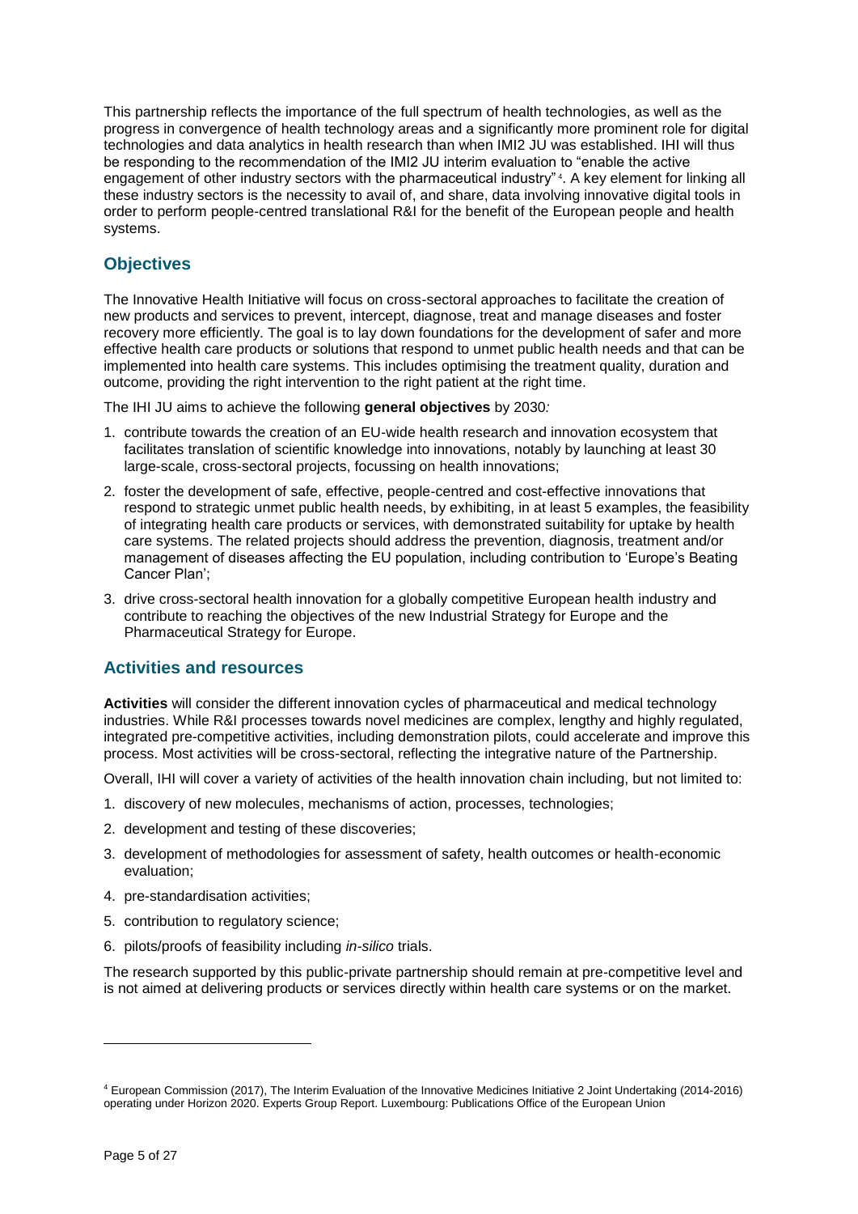This partnership reflects the importance of the full spectrum of health technologies, as well as the progress in convergence of health technology areas and a significantly more prominent role for digital technologies and data analytics in health research than when IMI2 JU was established. IHI will thus be responding to the recommendation of the IMI2 JU interim evaluation to "enable the active engagement of other industry sectors with the pharmaceutical industry"[4]. A key element for linking all these industry sectors is the necessity to avail of, and share, data involving innovative digital tools in order to perform people-centred translational R&I for the benefit of the European people and health systems.

## Objectives

The Innovative Health Initiative will focus on cross-sectoral approaches to facilitate the creation of new products and services to prevent, intercept, diagnose, treat and manage diseases and foster recovery more efficiently. The goal is to lay down foundations for the development of safer and more effective health care products or solutions that respond to unmet public health needs and that can be implemented into health care systems. This includes optimising the treatment quality, duration and outcome, providing the right intervention to the right patient at the right time.

The IHI JU aims to achieve the following **general objectives** by 2030*:*

1. contribute towards the creation of an EU-wide health research and innovation ecosystem that facilitates translation of scientific knowledge into innovations, notably by launching at least 30 large-scale, cross-sectoral projects, focussing on health innovations;
2. foster the development of safe, effective, people-centred and cost-effective innovations that respond to strategic unmet public health needs, by exhibiting, in at least 5 examples, the feasibility of integrating health care products or services, with demonstrated suitability for uptake by health care systems. The related projects should address the prevention, diagnosis, treatment and/or management of diseases affecting the EU population, including contribution to 'Europe's Beating Cancer Plan';
3. drive cross-sectoral health innovation for a globally competitive European health industry and contribute to reaching the objectives of the new Industrial Strategy for Europe and the Pharmaceutical Strategy for Europe.

## Activities and resources

**Activities** will consider the different innovation cycles of pharmaceutical and medical technology industries. While R&I processes towards novel medicines are complex, lengthy and highly regulated, integrated pre-competitive activities, including demonstration pilots, could accelerate and improve this process. Most activities will be cross-sectoral, reflecting the integrative nature of the Partnership.

Overall, IHI will cover a variety of activities of the health innovation chain including, but not limited to:

1. discovery of new molecules, mechanisms of action, processes, technologies;
2. development and testing of these discoveries;
3. development of methodologies for assessment of safety, health outcomes or health-economic evaluation;
4. pre-standardisation activities;
5. contribution to regulatory science;
6. pilots/proofs of feasibility including *in-silico* trials.

The research supported by this public-private partnership should remain at pre-competitive level and is not aimed at delivering products or services directly within health care systems or on the market.

---

[4] European Commission (2017), The Interim Evaluation of the Innovative Medicines Initiative 2 Joint Undertaking (2014-2016) operating under Horizon 2020. Experts Group Report. Luxembourg: Publications Office of the European Union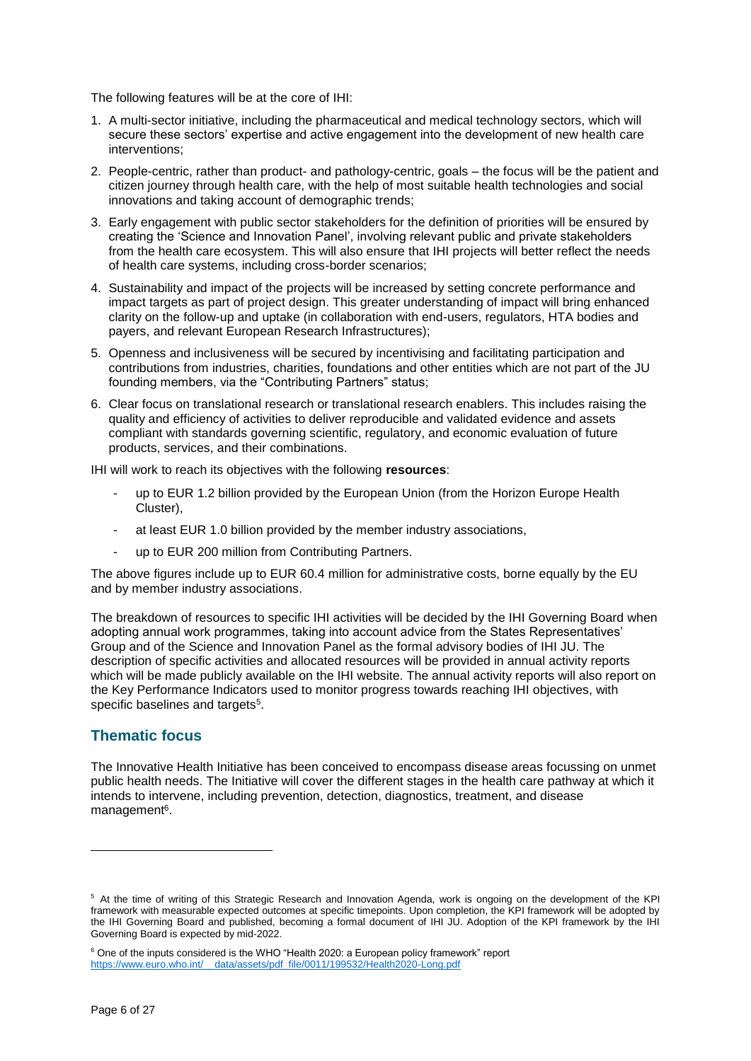The following features will be at the core of IHI:

1. A multi-sector initiative, including the pharmaceutical and medical technology sectors, which will secure these sectors' expertise and active engagement into the development of new health care interventions;
2. People-centric, rather than product- and pathology-centric, goals – the focus will be the patient and citizen journey through health care, with the help of most suitable health technologies and social innovations and taking account of demographic trends;
3. Early engagement with public sector stakeholders for the definition of priorities will be ensured by creating the 'Science and Innovation Panel', involving relevant public and private stakeholders from the health care ecosystem. This will also ensure that IHI projects will better reflect the needs of health care systems, including cross-border scenarios;
4. Sustainability and impact of the projects will be increased by setting concrete performance and impact targets as part of project design. This greater understanding of impact will bring enhanced clarity on the follow-up and uptake (in collaboration with end-users, regulators, HTA bodies and payers, and relevant European Research Infrastructures);
5. Openness and inclusiveness will be secured by incentivising and facilitating participation and contributions from industries, charities, foundations and other entities which are not part of the JU founding members, via the "Contributing Partners" status;
6. Clear focus on translational research or translational research enablers. This includes raising the quality and efficiency of activities to deliver reproducible and validated evidence and assets compliant with standards governing scientific, regulatory, and economic evaluation of future products, services, and their combinations.

IHI will work to reach its objectives with the following **resources**:

- up to EUR 1.2 billion provided by the European Union (from the Horizon Europe Health Cluster),
- at least EUR 1.0 billion provided by the member industry associations,
- up to EUR 200 million from Contributing Partners.

The above figures include up to EUR 60.4 million for administrative costs, borne equally by the EU and by member industry associations.

The breakdown of resources to specific IHI activities will be decided by the IHI Governing Board when adopting annual work programmes, taking into account advice from the States Representatives' Group and of the Science and Innovation Panel as the formal advisory bodies of IHI JU. The description of specific activities and allocated resources will be provided in annual activity reports which will be made publicly available on the IHI website. The annual activity reports will also report on the Key Performance Indicators used to monitor progress towards reaching IHI objectives, with specific baselines and targets[5].

## Thematic focus

The Innovative Health Initiative has been conceived to encompass disease areas focussing on unmet public health needs. The Initiative will cover the different stages in the health care pathway at which it intends to intervene, including prevention, detection, diagnostics, treatment, and disease management[6].

---

[5] At the time of writing of this Strategic Research and Innovation Agenda, work is ongoing on the development of the KPI framework with measurable expected outcomes at specific timepoints. Upon completion, the KPI framework will be adopted by the IHI Governing Board and published, becoming a formal document of IHI JU. Adoption of the KPI framework by the IHI Governing Board is expected by mid-2022.

[6] One of the inputs considered is the WHO "Health 2020: a European policy framework" report https://www.euro.who.int/__data/assets/pdf_file/0011/199532/Health2020-Long.pdf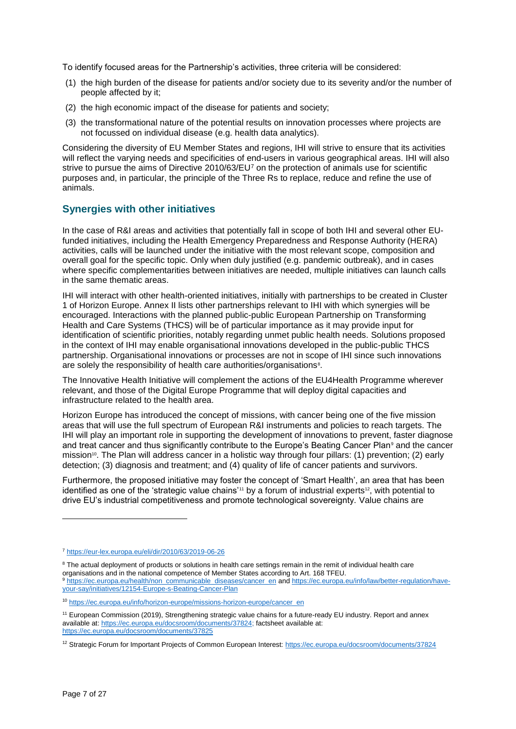To identify focused areas for the Partnership's activities, three criteria will be considered:

(1) the high burden of the disease for patients and/or society due to its severity and/or the number of people affected by it;

(2) the high economic impact of the disease for patients and society;

(3) the transformational nature of the potential results on innovation processes where projects are not focussed on individual disease (e.g. health data analytics).

Considering the diversity of EU Member States and regions, IHI will strive to ensure that its activities will reflect the varying needs and specificities of end-users in various geographical areas. IHI will also strive to pursue the aims of Directive 2010/63/EU[7] on the protection of animals use for scientific purposes and, in particular, the principle of the Three Rs to replace, reduce and refine the use of animals.

## Synergies with other initiatives

In the case of R&I areas and activities that potentially fall in scope of both IHI and several other EU-funded initiatives, including the Health Emergency Preparedness and Response Authority (HERA) activities, calls will be launched under the initiative with the most relevant scope, composition and overall goal for the specific topic. Only when duly justified (e.g. pandemic outbreak), and in cases where specific complementarities between initiatives are needed, multiple initiatives can launch calls in the same thematic areas.

IHI will interact with other health-oriented initiatives, initially with partnerships to be created in Cluster 1 of Horizon Europe. Annex II lists other partnerships relevant to IHI with which synergies will be encouraged. Interactions with the planned public-public European Partnership on Transforming Health and Care Systems (THCS) will be of particular importance as it may provide input for identification of scientific priorities, notably regarding unmet public health needs. Solutions proposed in the context of IHI may enable organisational innovations developed in the public-public THCS partnership. Organisational innovations or processes are not in scope of IHI since such innovations are solely the responsibility of health care authorities/organisations[8].

The Innovative Health Initiative will complement the actions of the EU4Health Programme wherever relevant, and those of the Digital Europe Programme that will deploy digital capacities and infrastructure related to the health area.

Horizon Europe has introduced the concept of missions, with cancer being one of the five mission areas that will use the full spectrum of European R&I instruments and policies to reach targets. The IHI will play an important role in supporting the development of innovations to prevent, faster diagnose and treat cancer and thus significantly contribute to the Europe's Beating Cancer Plan[9] and the cancer mission[10]. The Plan will address cancer in a holistic way through four pillars: (1) prevention; (2) early detection; (3) diagnosis and treatment; and (4) quality of life of cancer patients and survivors.

Furthermore, the proposed initiative may foster the concept of 'Smart Health', an area that has been identified as one of the 'strategic value chains'[11] by a forum of industrial experts[12], with potential to drive EU's industrial competitiveness and promote technological sovereignty. Value chains are

---

[7] https://eur-lex.europa.eu/eli/dir/2010/63/2019-06-26

[8] The actual deployment of products or solutions in health care settings remain in the remit of individual health care organisations and in the national competence of Member States according to Art. 168 TFEU.

[9] https://ec.europa.eu/health/non_communicable_diseases/cancer_en and https://ec.europa.eu/info/law/better-regulation/have-your-say/initiatives/12154-Europe-s-Beating-Cancer-Plan

[10] https://ec.europa.eu/info/horizon-europe/missions-horizon-europe/cancer_en

[11] European Commission (2019), Strengthening strategic value chains for a future-ready EU industry. Report and annex available at: https://ec.europa.eu/docsroom/documents/37824; factsheet available at: https://ec.europa.eu/docsroom/documents/37825

[12] Strategic Forum for Important Projects of Common European Interest: https://ec.europa.eu/docsroom/documents/37824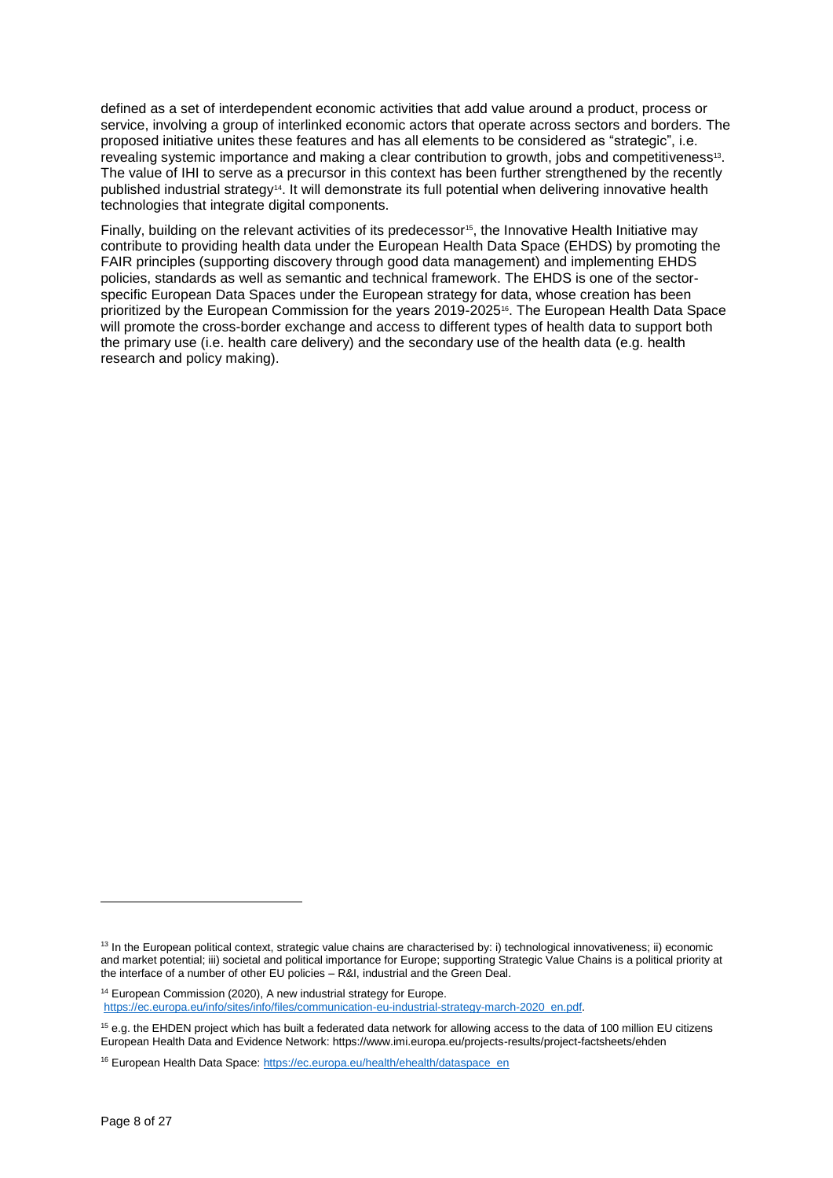defined as a set of interdependent economic activities that add value around a product, process or service, involving a group of interlinked economic actors that operate across sectors and borders. The proposed initiative unites these features and has all elements to be considered as "strategic", i.e. revealing systemic importance and making a clear contribution to growth, jobs and competitiveness[13]. The value of IHI to serve as a precursor in this context has been further strengthened by the recently published industrial strategy[14]. It will demonstrate its full potential when delivering innovative health technologies that integrate digital components.

Finally, building on the relevant activities of its predecessor[15], the Innovative Health Initiative may contribute to providing health data under the European Health Data Space (EHDS) by promoting the FAIR principles (supporting discovery through good data management) and implementing EHDS policies, standards as well as semantic and technical framework. The EHDS is one of the sector-specific European Data Spaces under the European strategy for data, whose creation has been prioritized by the European Commission for the years 2019-2025[16]. The European Health Data Space will promote the cross-border exchange and access to different types of health data to support both the primary use (i.e. health care delivery) and the secondary use of the health data (e.g. health research and policy making).

---

[13] In the European political context, strategic value chains are characterised by: i) technological innovativeness; ii) economic and market potential; iii) societal and political importance for Europe; supporting Strategic Value Chains is a political priority at the interface of a number of other EU policies – R&I, industrial and the Green Deal.

[14] European Commission (2020), A new industrial strategy for Europe. https://ec.europa.eu/info/sites/info/files/communication-eu-industrial-strategy-march-2020_en.pdf.

[15] e.g. the EHDEN project which has built a federated data network for allowing access to the data of 100 million EU citizens European Health Data and Evidence Network: https://www.imi.europa.eu/projects-results/project-factsheets/ehden

[16] European Health Data Space: https://ec.europa.eu/health/ehealth/dataspace_en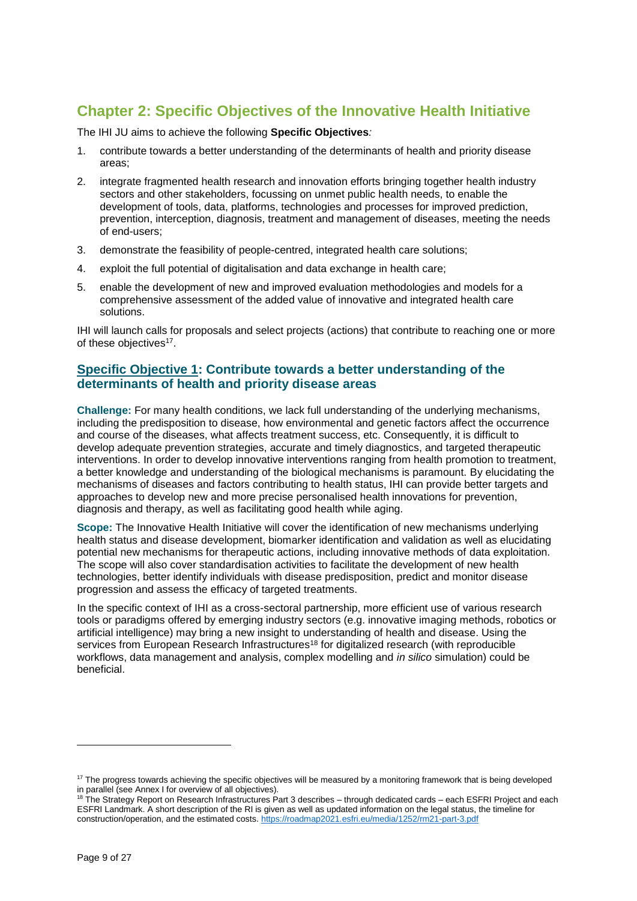# Chapter 2: Specific Objectives of the Innovative Health Initiative

The IHI JU aims to achieve the following **Specific Objectives**:

1. contribute towards a better understanding of the determinants of health and priority disease areas;
2. integrate fragmented health research and innovation efforts bringing together health industry sectors and other stakeholders, focussing on unmet public health needs, to enable the development of tools, data, platforms, technologies and processes for improved prediction, prevention, interception, diagnosis, treatment and management of diseases, meeting the needs of end-users;
3. demonstrate the feasibility of people-centred, integrated health care solutions;
4. exploit the full potential of digitalisation and data exchange in health care;
5. enable the development of new and improved evaluation methodologies and models for a comprehensive assessment of the added value of innovative and integrated health care solutions.

IHI will launch calls for proposals and select projects (actions) that contribute to reaching one or more of these objectives[17].

## Specific Objective 1: Contribute towards a better understanding of the determinants of health and priority disease areas

**Challenge:** For many health conditions, we lack full understanding of the underlying mechanisms, including the predisposition to disease, how environmental and genetic factors affect the occurrence and course of the diseases, what affects treatment success, etc. Consequently, it is difficult to develop adequate prevention strategies, accurate and timely diagnostics, and targeted therapeutic interventions. In order to develop innovative interventions ranging from health promotion to treatment, a better knowledge and understanding of the biological mechanisms is paramount. By elucidating the mechanisms of diseases and factors contributing to health status, IHI can provide better targets and approaches to develop new and more precise personalised health innovations for prevention, diagnosis and therapy, as well as facilitating good health while aging.

**Scope:** The Innovative Health Initiative will cover the identification of new mechanisms underlying health status and disease development, biomarker identification and validation as well as elucidating potential new mechanisms for therapeutic actions, including innovative methods of data exploitation. The scope will also cover standardisation activities to facilitate the development of new health technologies, better identify individuals with disease predisposition, predict and monitor disease progression and assess the efficacy of targeted treatments.

In the specific context of IHI as a cross-sectoral partnership, more efficient use of various research tools or paradigms offered by emerging industry sectors (e.g. innovative imaging methods, robotics or artificial intelligence) may bring a new insight to understanding of health and disease. Using the services from European Research Infrastructures[18] for digitalized research (with reproducible workflows, data management and analysis, complex modelling and *in silico* simulation) could be beneficial.

---

[17] The progress towards achieving the specific objectives will be measured by a monitoring framework that is being developed in parallel (see Annex I for overview of all objectives).

[18] The Strategy Report on Research Infrastructures Part 3 describes – through dedicated cards – each ESFRI Project and each ESFRI Landmark. A short description of the RI is given as well as updated information on the legal status, the timeline for construction/operation, and the estimated costs. https://roadmap2021.esfri.eu/media/1252/rm21-part-3.pdf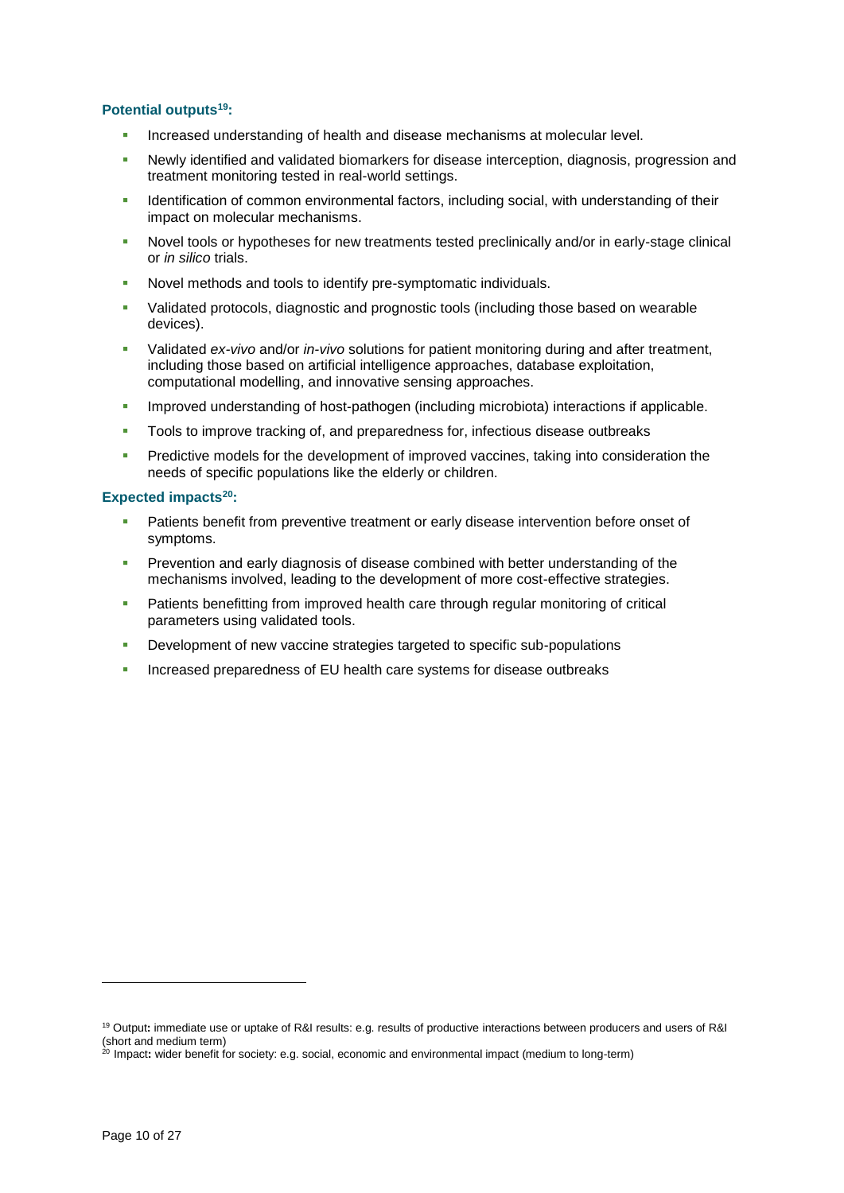**Potential outputs[19]:**

- Increased understanding of health and disease mechanisms at molecular level.
- Newly identified and validated biomarkers for disease interception, diagnosis, progression and treatment monitoring tested in real-world settings.
- Identification of common environmental factors, including social, with understanding of their impact on molecular mechanisms.
- Novel tools or hypotheses for new treatments tested preclinically and/or in early-stage clinical or *in silico* trials.
- Novel methods and tools to identify pre-symptomatic individuals.
- Validated protocols, diagnostic and prognostic tools (including those based on wearable devices).
- Validated *ex-vivo* and/or *in-vivo* solutions for patient monitoring during and after treatment, including those based on artificial intelligence approaches, database exploitation, computational modelling, and innovative sensing approaches.
- Improved understanding of host-pathogen (including microbiota) interactions if applicable.
- Tools to improve tracking of, and preparedness for, infectious disease outbreaks
- Predictive models for the development of improved vaccines, taking into consideration the needs of specific populations like the elderly or children.

**Expected impacts[20]:**

- Patients benefit from preventive treatment or early disease intervention before onset of symptoms.
- Prevention and early diagnosis of disease combined with better understanding of the mechanisms involved, leading to the development of more cost-effective strategies.
- Patients benefitting from improved health care through regular monitoring of critical parameters using validated tools.
- Development of new vaccine strategies targeted to specific sub-populations
- Increased preparedness of EU health care systems for disease outbreaks

---

[19] Output**:** immediate use or uptake of R&I results: e.g. results of productive interactions between producers and users of R&I (short and medium term)

[20] Impact**:** wider benefit for society: e.g. social, economic and environmental impact (medium to long-term)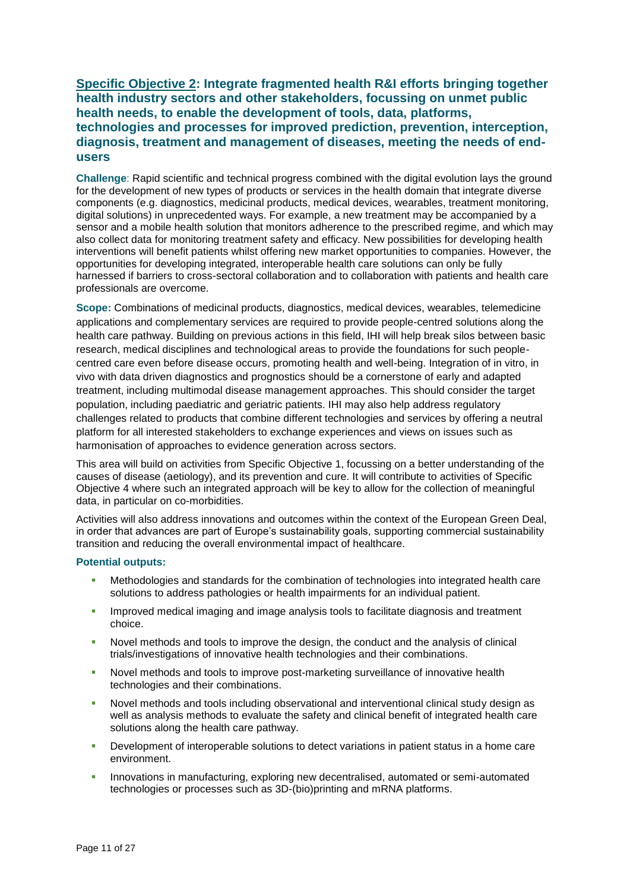### Specific Objective 2: Integrate fragmented health R&I efforts bringing together health industry sectors and other stakeholders, focussing on unmet public health needs, to enable the development of tools, data, platforms, technologies and processes for improved prediction, prevention, interception, diagnosis, treatment and management of diseases, meeting the needs of end-users

**Challenge**: Rapid scientific and technical progress combined with the digital evolution lays the ground for the development of new types of products or services in the health domain that integrate diverse components (e.g. diagnostics, medicinal products, medical devices, wearables, treatment monitoring, digital solutions) in unprecedented ways. For example, a new treatment may be accompanied by a sensor and a mobile health solution that monitors adherence to the prescribed regime, and which may also collect data for monitoring treatment safety and efficacy. New possibilities for developing health interventions will benefit patients whilst offering new market opportunities to companies. However, the opportunities for developing integrated, interoperable health care solutions can only be fully harnessed if barriers to cross-sectoral collaboration and to collaboration with patients and health care professionals are overcome.

**Scope:** Combinations of medicinal products, diagnostics, medical devices, wearables, telemedicine applications and complementary services are required to provide people-centred solutions along the health care pathway. Building on previous actions in this field, IHI will help break silos between basic research, medical disciplines and technological areas to provide the foundations for such people-centred care even before disease occurs, promoting health and well-being. Integration of in vitro, in vivo with data driven diagnostics and prognostics should be a cornerstone of early and adapted treatment, including multimodal disease management approaches. This should consider the target population, including paediatric and geriatric patients. IHI may also help address regulatory challenges related to products that combine different technologies and services by offering a neutral platform for all interested stakeholders to exchange experiences and views on issues such as harmonisation of approaches to evidence generation across sectors.

This area will build on activities from Specific Objective 1, focussing on a better understanding of the causes of disease (aetiology), and its prevention and cure. It will contribute to activities of Specific Objective 4 where such an integrated approach will be key to allow for the collection of meaningful data, in particular on co-morbidities.

Activities will also address innovations and outcomes within the context of the European Green Deal, in order that advances are part of Europe's sustainability goals, supporting commercial sustainability transition and reducing the overall environmental impact of healthcare.

**Potential outputs:**

- Methodologies and standards for the combination of technologies into integrated health care solutions to address pathologies or health impairments for an individual patient.
- Improved medical imaging and image analysis tools to facilitate diagnosis and treatment choice.
- Novel methods and tools to improve the design, the conduct and the analysis of clinical trials/investigations of innovative health technologies and their combinations.
- Novel methods and tools to improve post-marketing surveillance of innovative health technologies and their combinations.
- Novel methods and tools including observational and interventional clinical study design as well as analysis methods to evaluate the safety and clinical benefit of integrated health care solutions along the health care pathway.
- Development of interoperable solutions to detect variations in patient status in a home care environment.
- Innovations in manufacturing, exploring new decentralised, automated or semi-automated technologies or processes such as 3D-(bio)printing and mRNA platforms.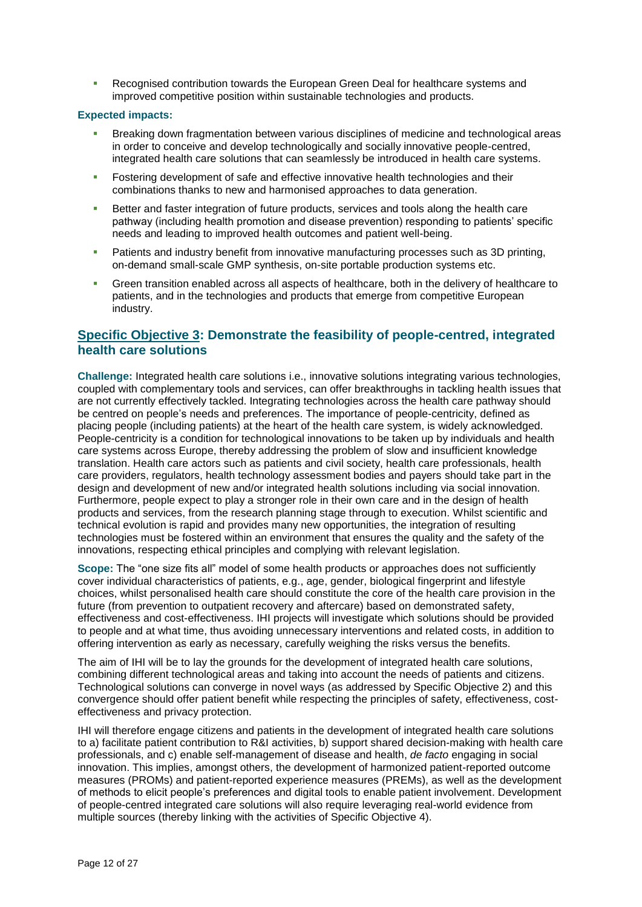- Recognised contribution towards the European Green Deal for healthcare systems and improved competitive position within sustainable technologies and products.

**Expected impacts:**

- Breaking down fragmentation between various disciplines of medicine and technological areas in order to conceive and develop technologically and socially innovative people-centred, integrated health care solutions that can seamlessly be introduced in health care systems.
- Fostering development of safe and effective innovative health technologies and their combinations thanks to new and harmonised approaches to data generation.
- Better and faster integration of future products, services and tools along the health care pathway (including health promotion and disease prevention) responding to patients' specific needs and leading to improved health outcomes and patient well-being.
- Patients and industry benefit from innovative manufacturing processes such as 3D printing, on-demand small-scale GMP synthesis, on-site portable production systems etc.
- Green transition enabled across all aspects of healthcare, both in the delivery of healthcare to patients, and in the technologies and products that emerge from competitive European industry.

## Specific Objective 3: Demonstrate the feasibility of people-centred, integrated health care solutions

**Challenge:** Integrated health care solutions i.e., innovative solutions integrating various technologies, coupled with complementary tools and services, can offer breakthroughs in tackling health issues that are not currently effectively tackled. Integrating technologies across the health care pathway should be centred on people's needs and preferences. The importance of people-centricity, defined as placing people (including patients) at the heart of the health care system, is widely acknowledged. People-centricity is a condition for technological innovations to be taken up by individuals and health care systems across Europe, thereby addressing the problem of slow and insufficient knowledge translation. Health care actors such as patients and civil society, health care professionals, health care providers, regulators, health technology assessment bodies and payers should take part in the design and development of new and/or integrated health solutions including via social innovation. Furthermore, people expect to play a stronger role in their own care and in the design of health products and services, from the research planning stage through to execution. Whilst scientific and technical evolution is rapid and provides many new opportunities, the integration of resulting technologies must be fostered within an environment that ensures the quality and the safety of the innovations, respecting ethical principles and complying with relevant legislation.

**Scope:** The "one size fits all" model of some health products or approaches does not sufficiently cover individual characteristics of patients, e.g., age, gender, biological fingerprint and lifestyle choices, whilst personalised health care should constitute the core of the health care provision in the future (from prevention to outpatient recovery and aftercare) based on demonstrated safety, effectiveness and cost-effectiveness. IHI projects will investigate which solutions should be provided to people and at what time, thus avoiding unnecessary interventions and related costs, in addition to offering intervention as early as necessary, carefully weighing the risks versus the benefits.

The aim of IHI will be to lay the grounds for the development of integrated health care solutions, combining different technological areas and taking into account the needs of patients and citizens. Technological solutions can converge in novel ways (as addressed by Specific Objective 2) and this convergence should offer patient benefit while respecting the principles of safety, effectiveness, cost-effectiveness and privacy protection.

IHI will therefore engage citizens and patients in the development of integrated health care solutions to a) facilitate patient contribution to R&I activities, b) support shared decision-making with health care professionals, and c) enable self-management of disease and health, *de facto* engaging in social innovation. This implies, amongst others, the development of harmonized patient-reported outcome measures (PROMs) and patient-reported experience measures (PREMs), as well as the development of methods to elicit people's preferences and digital tools to enable patient involvement. Development of people-centred integrated care solutions will also require leveraging real-world evidence from multiple sources (thereby linking with the activities of Specific Objective 4).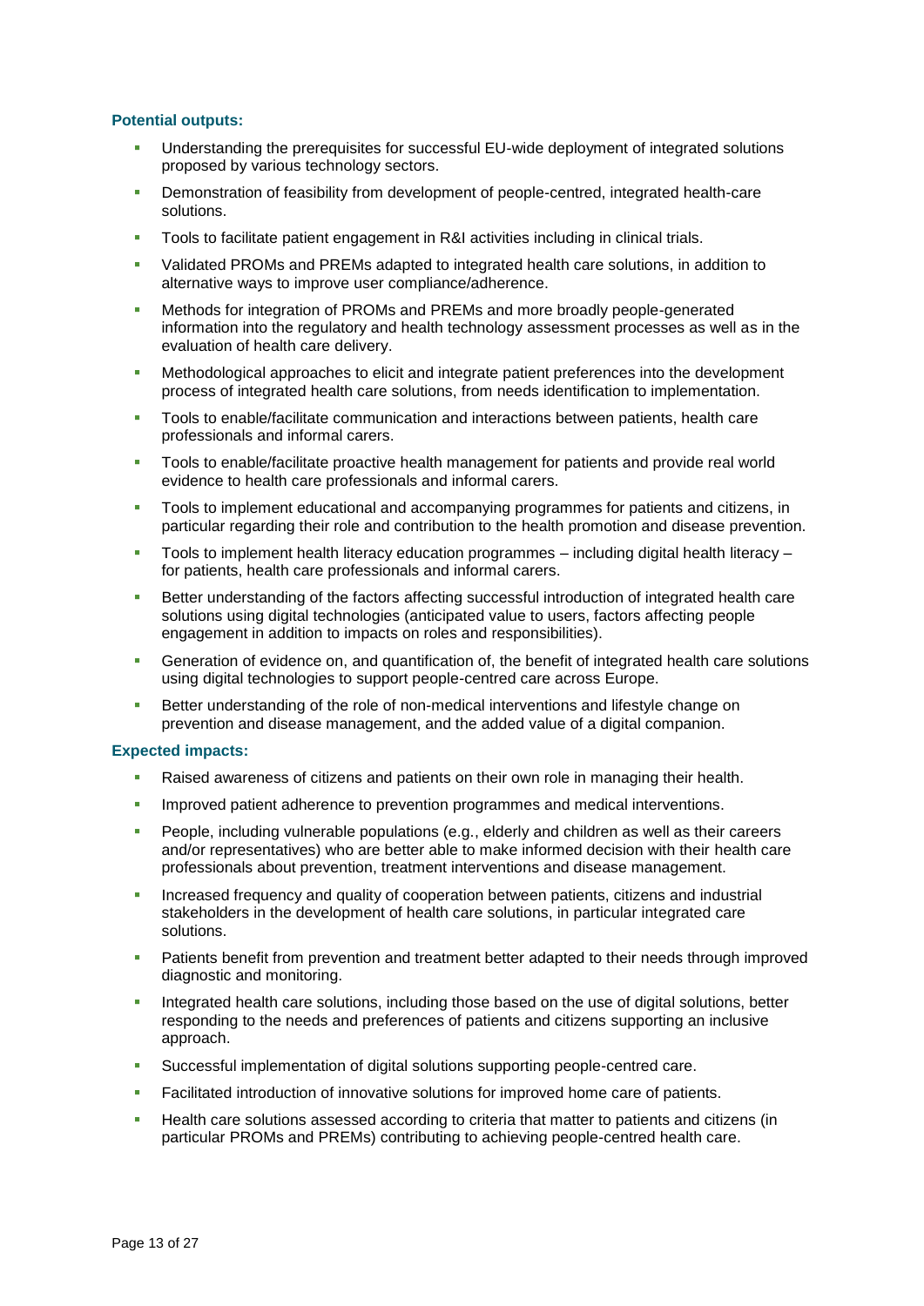**Potential outputs:**

- Understanding the prerequisites for successful EU-wide deployment of integrated solutions proposed by various technology sectors.
- Demonstration of feasibility from development of people-centred, integrated health-care solutions.
- Tools to facilitate patient engagement in R&I activities including in clinical trials.
- Validated PROMs and PREMs adapted to integrated health care solutions, in addition to alternative ways to improve user compliance/adherence.
- Methods for integration of PROMs and PREMs and more broadly people-generated information into the regulatory and health technology assessment processes as well as in the evaluation of health care delivery.
- Methodological approaches to elicit and integrate patient preferences into the development process of integrated health care solutions, from needs identification to implementation.
- Tools to enable/facilitate communication and interactions between patients, health care professionals and informal carers.
- Tools to enable/facilitate proactive health management for patients and provide real world evidence to health care professionals and informal carers.
- Tools to implement educational and accompanying programmes for patients and citizens, in particular regarding their role and contribution to the health promotion and disease prevention.
- Tools to implement health literacy education programmes – including digital health literacy – for patients, health care professionals and informal carers.
- Better understanding of the factors affecting successful introduction of integrated health care solutions using digital technologies (anticipated value to users, factors affecting people engagement in addition to impacts on roles and responsibilities).
- Generation of evidence on, and quantification of, the benefit of integrated health care solutions using digital technologies to support people-centred care across Europe.
- Better understanding of the role of non-medical interventions and lifestyle change on prevention and disease management, and the added value of a digital companion.

**Expected impacts:**

- Raised awareness of citizens and patients on their own role in managing their health.
- Improved patient adherence to prevention programmes and medical interventions.
- People, including vulnerable populations (e.g., elderly and children as well as their careers and/or representatives) who are better able to make informed decision with their health care professionals about prevention, treatment interventions and disease management.
- Increased frequency and quality of cooperation between patients, citizens and industrial stakeholders in the development of health care solutions, in particular integrated care solutions.
- Patients benefit from prevention and treatment better adapted to their needs through improved diagnostic and monitoring.
- Integrated health care solutions, including those based on the use of digital solutions, better responding to the needs and preferences of patients and citizens supporting an inclusive approach.
- Successful implementation of digital solutions supporting people-centred care.
- Facilitated introduction of innovative solutions for improved home care of patients.
- Health care solutions assessed according to criteria that matter to patients and citizens (in particular PROMs and PREMs) contributing to achieving people-centred health care.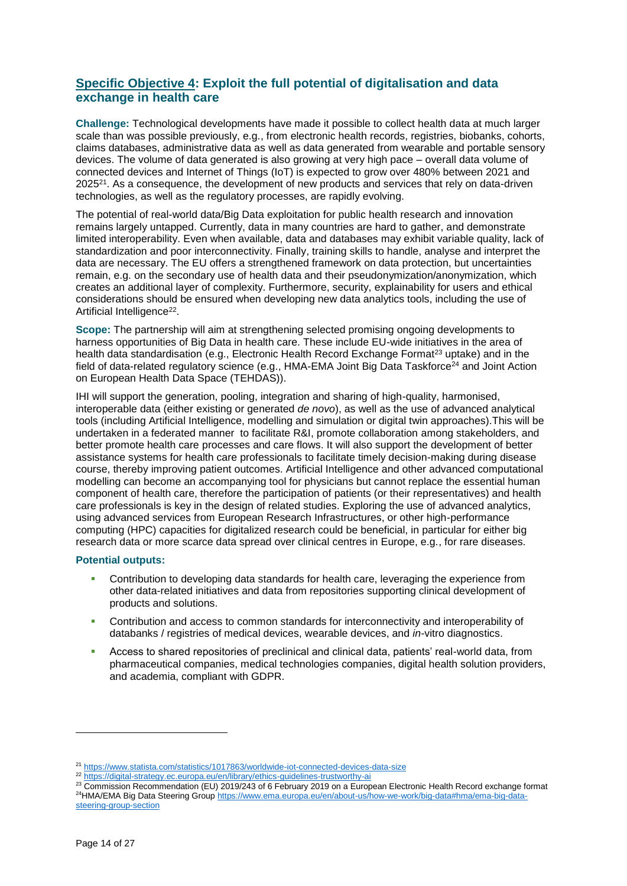## Specific Objective 4: Exploit the full potential of digitalisation and data exchange in health care

**Challenge:** Technological developments have made it possible to collect health data at much larger scale than was possible previously, e.g., from electronic health records, registries, biobanks, cohorts, claims databases, administrative data as well as data generated from wearable and portable sensory devices. The volume of data generated is also growing at very high pace – overall data volume of connected devices and Internet of Things (IoT) is expected to grow over 480% between 2021 and 2025[21]. As a consequence, the development of new products and services that rely on data-driven technologies, as well as the regulatory processes, are rapidly evolving.

The potential of real-world data/Big Data exploitation for public health research and innovation remains largely untapped. Currently, data in many countries are hard to gather, and demonstrate limited interoperability. Even when available, data and databases may exhibit variable quality, lack of standardization and poor interconnectivity. Finally, training skills to handle, analyse and interpret the data are necessary. The EU offers a strengthened framework on data protection, but uncertainties remain, e.g. on the secondary use of health data and their pseudonymization/anonymization, which creates an additional layer of complexity. Furthermore, security, explainability for users and ethical considerations should be ensured when developing new data analytics tools, including the use of Artificial Intelligence[22].

**Scope:** The partnership will aim at strengthening selected promising ongoing developments to harness opportunities of Big Data in health care. These include EU-wide initiatives in the area of health data standardisation (e.g., Electronic Health Record Exchange Format[23] uptake) and in the field of data-related regulatory science (e.g., HMA-EMA Joint Big Data Taskforce[24] and Joint Action on European Health Data Space (TEHDAS)).

IHI will support the generation, pooling, integration and sharing of high-quality, harmonised, interoperable data (either existing or generated *de novo*), as well as the use of advanced analytical tools (including Artificial Intelligence, modelling and simulation or digital twin approaches).This will be undertaken in a federated manner to facilitate R&I, promote collaboration among stakeholders, and better promote health care processes and care flows. It will also support the development of better assistance systems for health care professionals to facilitate timely decision-making during disease course, thereby improving patient outcomes. Artificial Intelligence and other advanced computational modelling can become an accompanying tool for physicians but cannot replace the essential human component of health care, therefore the participation of patients (or their representatives) and health care professionals is key in the design of related studies. Exploring the use of advanced analytics, using advanced services from European Research Infrastructures, or other high-performance computing (HPC) capacities for digitalized research could be beneficial, in particular for either big research data or more scarce data spread over clinical centres in Europe, e.g., for rare diseases.

**Potential outputs:**

- Contribution to developing data standards for health care, leveraging the experience from other data-related initiatives and data from repositories supporting clinical development of products and solutions.
- Contribution and access to common standards for interconnectivity and interoperability of databanks / registries of medical devices, wearable devices, and *in*-vitro diagnostics.
- Access to shared repositories of preclinical and clinical data, patients' real-world data, from pharmaceutical companies, medical technologies companies, digital health solution providers, and academia, compliant with GDPR.

---

[21] https://www.statista.com/statistics/1017863/worldwide-iot-connected-devices-data-size

[22] https://digital-strategy.ec.europa.eu/en/library/ethics-guidelines-trustworthy-ai

[23] Commission Recommendation (EU) 2019/243 of 6 February 2019 on a European Electronic Health Record exchange format

[24] HMA/EMA Big Data Steering Group https://www.ema.europa.eu/en/about-us/how-we-work/big-data#hma/ema-big-data-steering-group-section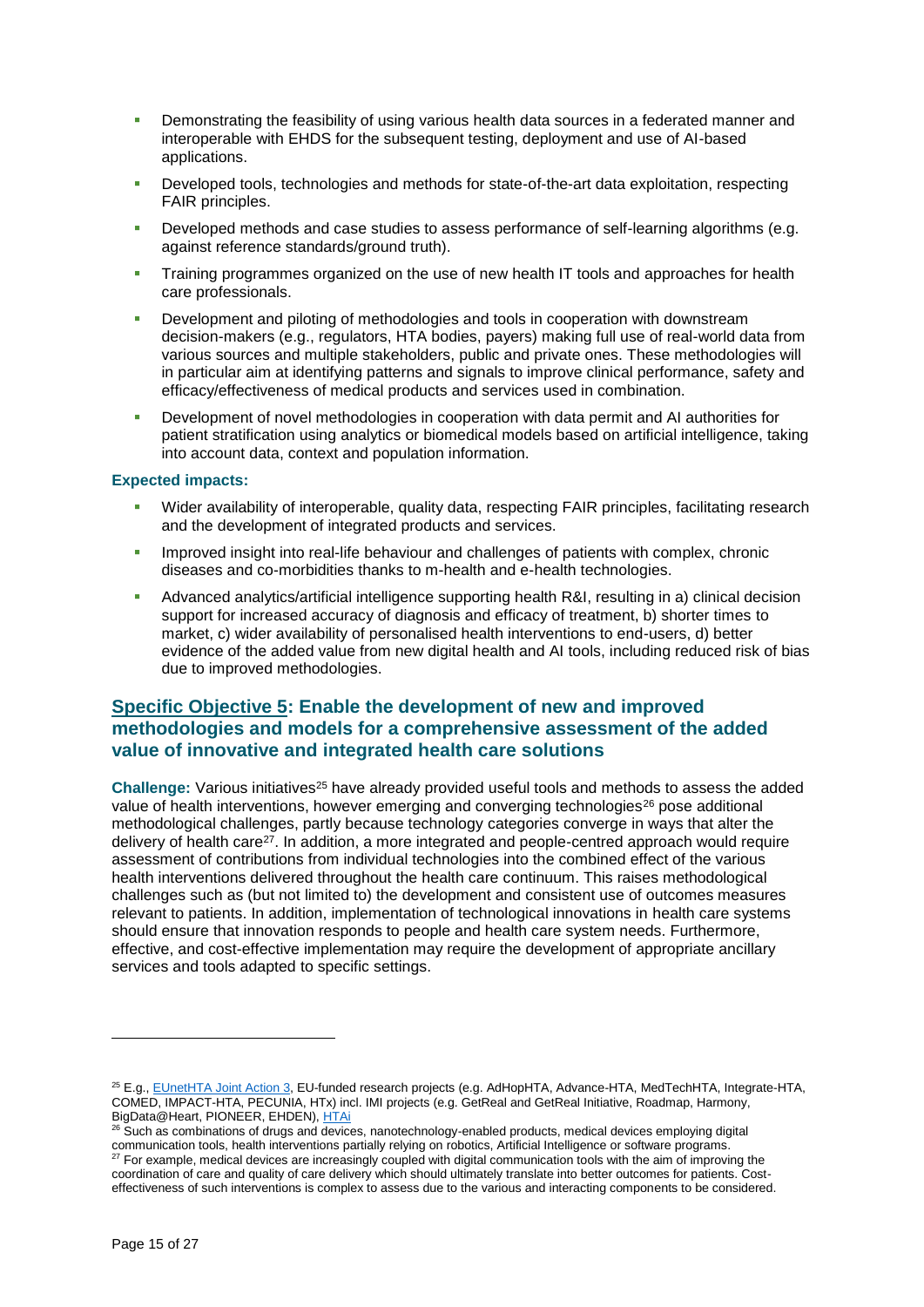- Demonstrating the feasibility of using various health data sources in a federated manner and interoperable with EHDS for the subsequent testing, deployment and use of AI-based applications.
- Developed tools, technologies and methods for state-of-the-art data exploitation, respecting FAIR principles.
- Developed methods and case studies to assess performance of self-learning algorithms (e.g. against reference standards/ground truth).
- Training programmes organized on the use of new health IT tools and approaches for health care professionals.
- Development and piloting of methodologies and tools in cooperation with downstream decision-makers (e.g., regulators, HTA bodies, payers) making full use of real-world data from various sources and multiple stakeholders, public and private ones. These methodologies will in particular aim at identifying patterns and signals to improve clinical performance, safety and efficacy/effectiveness of medical products and services used in combination.
- Development of novel methodologies in cooperation with data permit and AI authorities for patient stratification using analytics or biomedical models based on artificial intelligence, taking into account data, context and population information.

**Expected impacts:**

- Wider availability of interoperable, quality data, respecting FAIR principles, facilitating research and the development of integrated products and services.
- Improved insight into real-life behaviour and challenges of patients with complex, chronic diseases and co-morbidities thanks to m-health and e-health technologies.
- Advanced analytics/artificial intelligence supporting health R&I, resulting in a) clinical decision support for increased accuracy of diagnosis and efficacy of treatment, b) shorter times to market, c) wider availability of personalised health interventions to end-users, d) better evidence of the added value from new digital health and AI tools, including reduced risk of bias due to improved methodologies.

## Specific Objective 5: Enable the development of new and improved methodologies and models for a comprehensive assessment of the added value of innovative and integrated health care solutions

**Challenge:** Various initiatives[25] have already provided useful tools and methods to assess the added value of health interventions, however emerging and converging technologies[26] pose additional methodological challenges, partly because technology categories converge in ways that alter the delivery of health care[27]. In addition, a more integrated and people-centred approach would require assessment of contributions from individual technologies into the combined effect of the various health interventions delivered throughout the health care continuum. This raises methodological challenges such as (but not limited to) the development and consistent use of outcomes measures relevant to patients. In addition, implementation of technological innovations in health care systems should ensure that innovation responds to people and health care system needs. Furthermore, effective, and cost-effective implementation may require the development of appropriate ancillary services and tools adapted to specific settings.

---

[25] E.g., EUnetHTA Joint Action 3, EU-funded research projects (e.g. AdHopHTA, Advance-HTA, MedTechHTA, Integrate-HTA, COMED, IMPACT-HTA, PECUNIA, HTx) incl. IMI projects (e.g. GetReal and GetReal Initiative, Roadmap, Harmony, BigData@Heart, PIONEER, EHDEN), HTAi

[26] Such as combinations of drugs and devices, nanotechnology-enabled products, medical devices employing digital communication tools, health interventions partially relying on robotics, Artificial Intelligence or software programs.

[27] For example, medical devices are increasingly coupled with digital communication tools with the aim of improving the coordination of care and quality of care delivery which should ultimately translate into better outcomes for patients. Cost-effectiveness of such interventions is complex to assess due to the various and interacting components to be considered.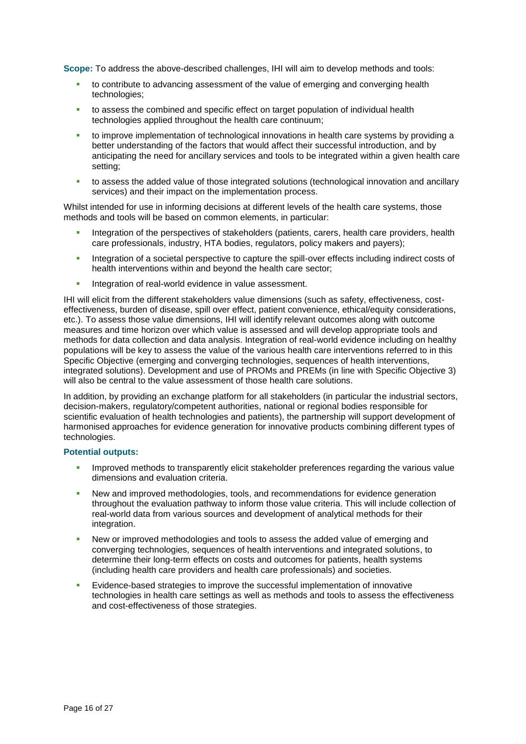**Scope:** To address the above-described challenges, IHI will aim to develop methods and tools:

- to contribute to advancing assessment of the value of emerging and converging health technologies;
- to assess the combined and specific effect on target population of individual health technologies applied throughout the health care continuum;
- to improve implementation of technological innovations in health care systems by providing a better understanding of the factors that would affect their successful introduction, and by anticipating the need for ancillary services and tools to be integrated within a given health care setting;
- to assess the added value of those integrated solutions (technological innovation and ancillary services) and their impact on the implementation process.

Whilst intended for use in informing decisions at different levels of the health care systems, those methods and tools will be based on common elements, in particular:

- Integration of the perspectives of stakeholders (patients, carers, health care providers, health care professionals, industry, HTA bodies, regulators, policy makers and payers);
- Integration of a societal perspective to capture the spill-over effects including indirect costs of health interventions within and beyond the health care sector;
- Integration of real-world evidence in value assessment.

IHI will elicit from the different stakeholders value dimensions (such as safety, effectiveness, cost-effectiveness, burden of disease, spill over effect, patient convenience, ethical/equity considerations, etc.). To assess those value dimensions, IHI will identify relevant outcomes along with outcome measures and time horizon over which value is assessed and will develop appropriate tools and methods for data collection and data analysis. Integration of real-world evidence including on healthy populations will be key to assess the value of the various health care interventions referred to in this Specific Objective (emerging and converging technologies, sequences of health interventions, integrated solutions). Development and use of PROMs and PREMs (in line with Specific Objective 3) will also be central to the value assessment of those health care solutions.

In addition, by providing an exchange platform for all stakeholders (in particular the industrial sectors, decision-makers, regulatory/competent authorities, national or regional bodies responsible for scientific evaluation of health technologies and patients), the partnership will support development of harmonised approaches for evidence generation for innovative products combining different types of technologies.

**Potential outputs:**

- Improved methods to transparently elicit stakeholder preferences regarding the various value dimensions and evaluation criteria.
- New and improved methodologies, tools, and recommendations for evidence generation throughout the evaluation pathway to inform those value criteria. This will include collection of real-world data from various sources and development of analytical methods for their integration.
- New or improved methodologies and tools to assess the added value of emerging and converging technologies, sequences of health interventions and integrated solutions, to determine their long-term effects on costs and outcomes for patients, health systems (including health care providers and health care professionals) and societies.
- Evidence-based strategies to improve the successful implementation of innovative technologies in health care settings as well as methods and tools to assess the effectiveness and cost-effectiveness of those strategies.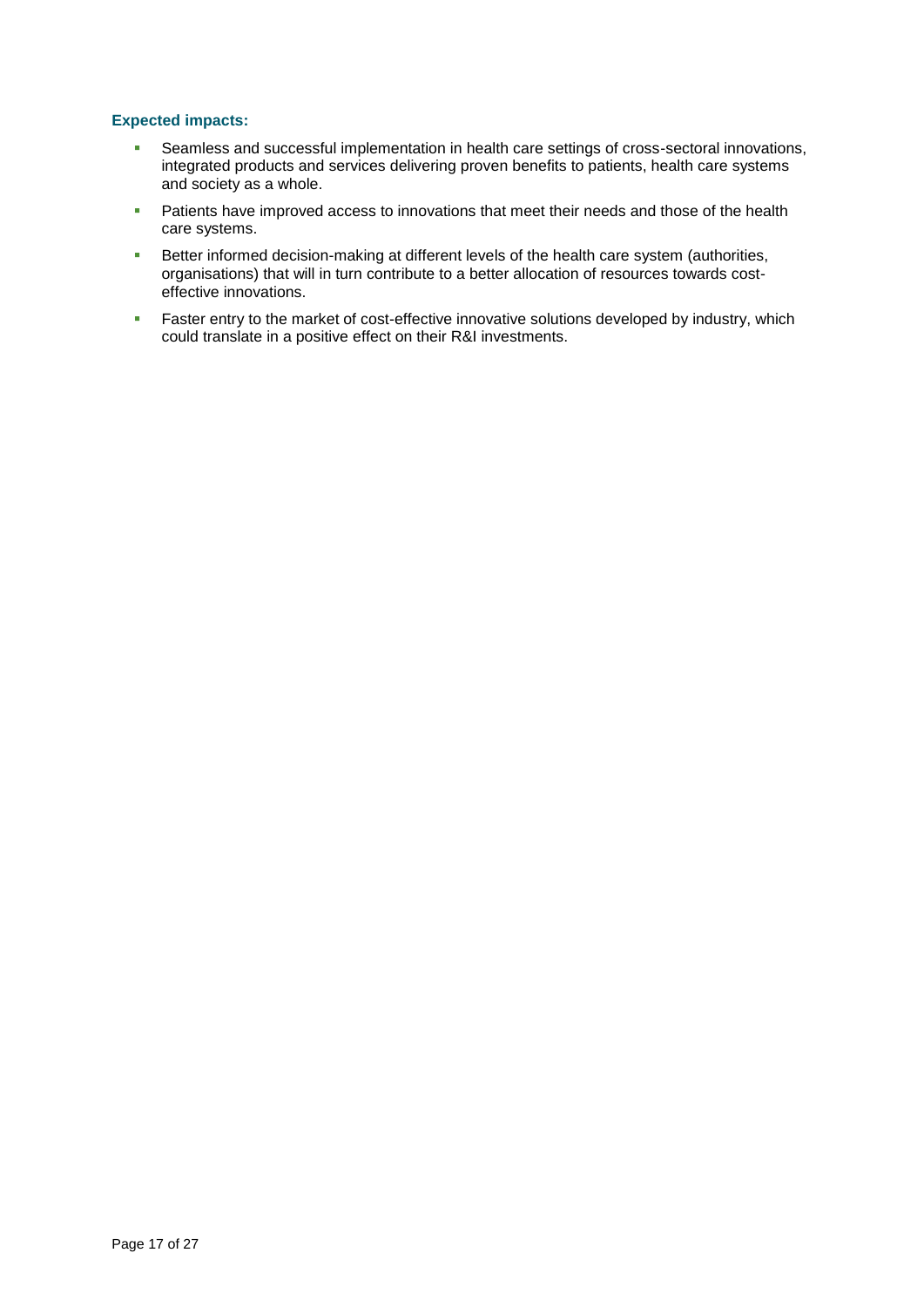**Expected impacts:**

- Seamless and successful implementation in health care settings of cross-sectoral innovations, integrated products and services delivering proven benefits to patients, health care systems and society as a whole.
- Patients have improved access to innovations that meet their needs and those of the health care systems.
- Better informed decision-making at different levels of the health care system (authorities, organisations) that will in turn contribute to a better allocation of resources towards cost-effective innovations.
- Faster entry to the market of cost-effective innovative solutions developed by industry, which could translate in a positive effect on their R&I investments.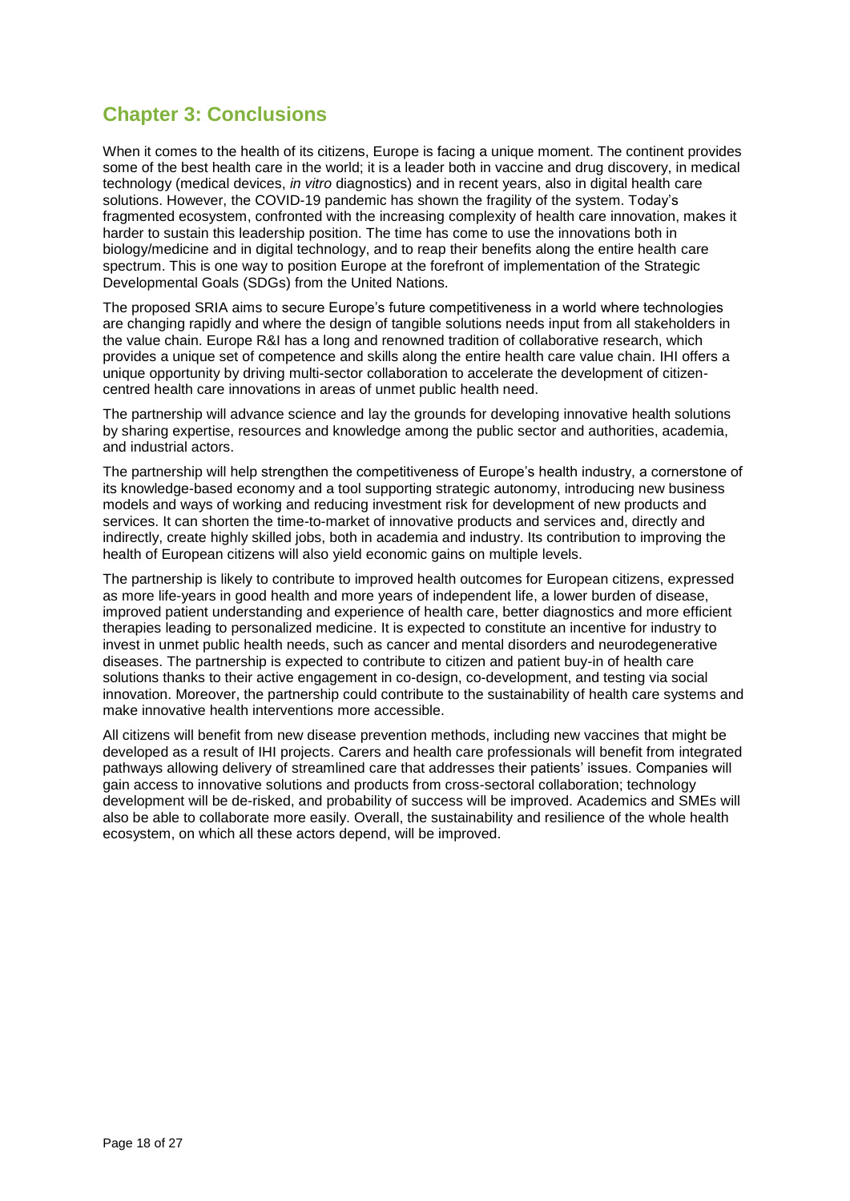## Chapter 3: Conclusions

When it comes to the health of its citizens, Europe is facing a unique moment. The continent provides some of the best health care in the world; it is a leader both in vaccine and drug discovery, in medical technology (medical devices, *in vitro* diagnostics) and in recent years, also in digital health care solutions. However, the COVID-19 pandemic has shown the fragility of the system. Today's fragmented ecosystem, confronted with the increasing complexity of health care innovation, makes it harder to sustain this leadership position. The time has come to use the innovations both in biology/medicine and in digital technology, and to reap their benefits along the entire health care spectrum. This is one way to position Europe at the forefront of implementation of the Strategic Developmental Goals (SDGs) from the United Nations.

The proposed SRIA aims to secure Europe's future competitiveness in a world where technologies are changing rapidly and where the design of tangible solutions needs input from all stakeholders in the value chain. Europe R&I has a long and renowned tradition of collaborative research, which provides a unique set of competence and skills along the entire health care value chain. IHI offers a unique opportunity by driving multi-sector collaboration to accelerate the development of citizen-centred health care innovations in areas of unmet public health need.

The partnership will advance science and lay the grounds for developing innovative health solutions by sharing expertise, resources and knowledge among the public sector and authorities, academia, and industrial actors.

The partnership will help strengthen the competitiveness of Europe's health industry, a cornerstone of its knowledge-based economy and a tool supporting strategic autonomy, introducing new business models and ways of working and reducing investment risk for development of new products and services. It can shorten the time-to-market of innovative products and services and, directly and indirectly, create highly skilled jobs, both in academia and industry. Its contribution to improving the health of European citizens will also yield economic gains on multiple levels.

The partnership is likely to contribute to improved health outcomes for European citizens, expressed as more life-years in good health and more years of independent life, a lower burden of disease, improved patient understanding and experience of health care, better diagnostics and more efficient therapies leading to personalized medicine. It is expected to constitute an incentive for industry to invest in unmet public health needs, such as cancer and mental disorders and neurodegenerative diseases. The partnership is expected to contribute to citizen and patient buy-in of health care solutions thanks to their active engagement in co-design, co-development, and testing via social innovation. Moreover, the partnership could contribute to the sustainability of health care systems and make innovative health interventions more accessible.

All citizens will benefit from new disease prevention methods, including new vaccines that might be developed as a result of IHI projects. Carers and health care professionals will benefit from integrated pathways allowing delivery of streamlined care that addresses their patients' issues. Companies will gain access to innovative solutions and products from cross-sectoral collaboration; technology development will be de-risked, and probability of success will be improved. Academics and SMEs will also be able to collaborate more easily. Overall, the sustainability and resilience of the whole health ecosystem, on which all these actors depend, will be improved.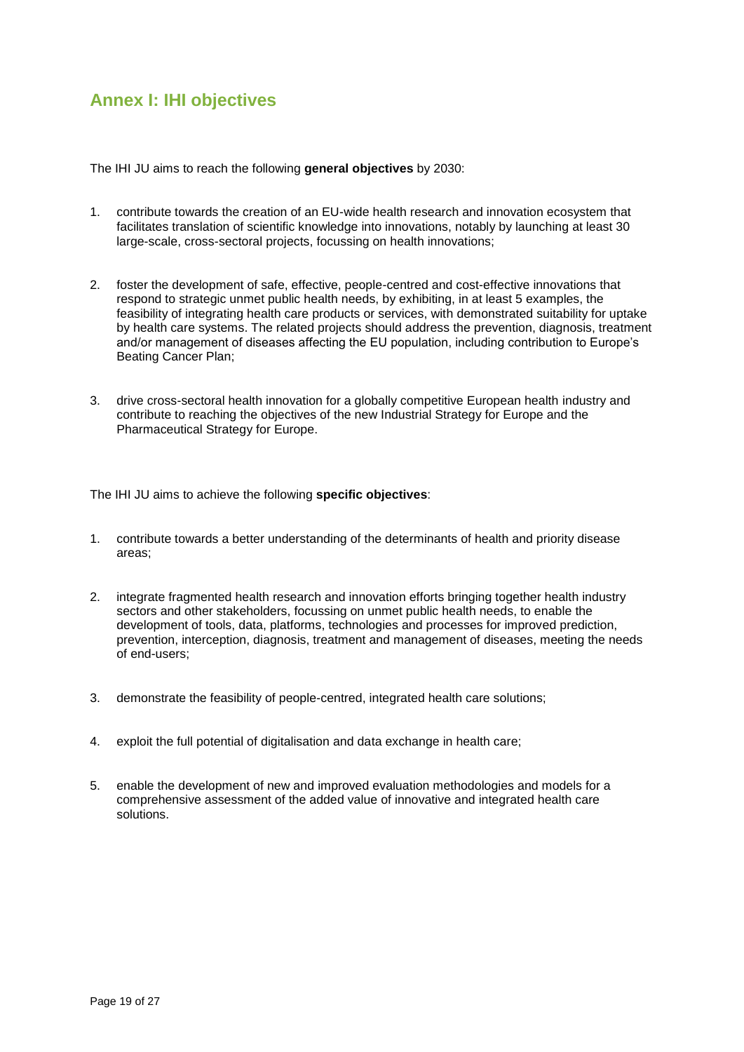## Annex I: IHI objectives

The IHI JU aims to reach the following **general objectives** by 2030:

1. contribute towards the creation of an EU-wide health research and innovation ecosystem that facilitates translation of scientific knowledge into innovations, notably by launching at least 30 large-scale, cross-sectoral projects, focussing on health innovations;

2. foster the development of safe, effective, people-centred and cost-effective innovations that respond to strategic unmet public health needs, by exhibiting, in at least 5 examples, the feasibility of integrating health care products or services, with demonstrated suitability for uptake by health care systems. The related projects should address the prevention, diagnosis, treatment and/or management of diseases affecting the EU population, including contribution to Europe's Beating Cancer Plan;

3. drive cross-sectoral health innovation for a globally competitive European health industry and contribute to reaching the objectives of the new Industrial Strategy for Europe and the Pharmaceutical Strategy for Europe.

The IHI JU aims to achieve the following **specific objectives**:

1. contribute towards a better understanding of the determinants of health and priority disease areas;

2. integrate fragmented health research and innovation efforts bringing together health industry sectors and other stakeholders, focussing on unmet public health needs, to enable the development of tools, data, platforms, technologies and processes for improved prediction, prevention, interception, diagnosis, treatment and management of diseases, meeting the needs of end-users;

3. demonstrate the feasibility of people-centred, integrated health care solutions;

4. exploit the full potential of digitalisation and data exchange in health care;

5. enable the development of new and improved evaluation methodologies and models for a comprehensive assessment of the added value of innovative and integrated health care solutions.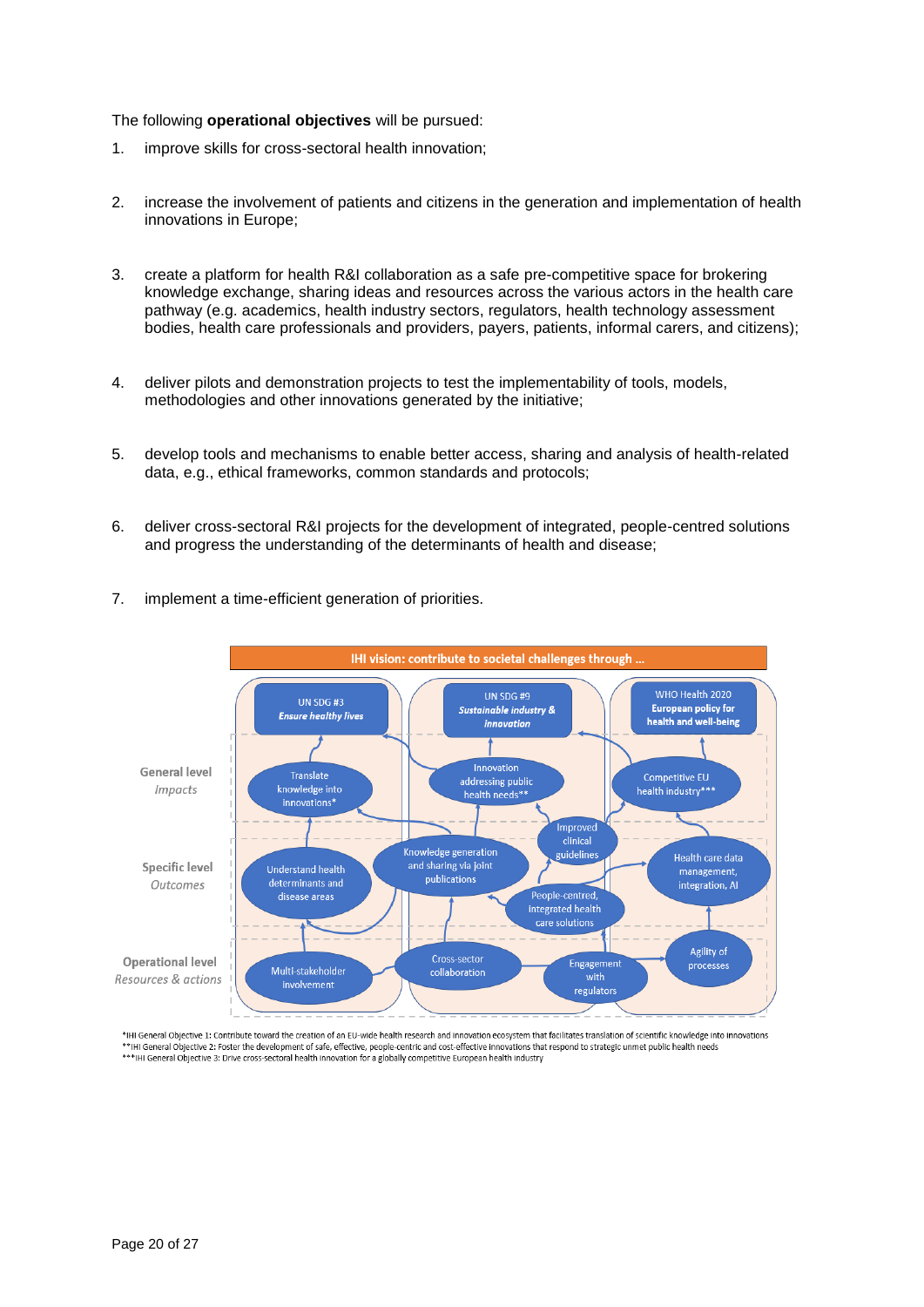The following **operational objectives** will be pursued:

1. improve skills for cross-sectoral health innovation;

2. increase the involvement of patients and citizens in the generation and implementation of health innovations in Europe;

3. create a platform for health R&I collaboration as a safe pre-competitive space for brokering knowledge exchange, sharing ideas and resources across the various actors in the health care pathway (e.g. academics, health industry sectors, regulators, health technology assessment bodies, health care professionals and providers, payers, patients, informal carers, and citizens);

4. deliver pilots and demonstration projects to test the implementability of tools, models, methodologies and other innovations generated by the initiative;

5. develop tools and mechanisms to enable better access, sharing and analysis of health-related data, e.g., ethical frameworks, common standards and protocols;

6. deliver cross-sectoral R&I projects for the development of integrated, people-centred solutions and progress the understanding of the determinants of health and disease;

7. implement a time-efficient generation of priorities.

*IHI General Objective 1: Contribute toward the creation of an EU-wide health research and innovation ecosystem that facilitates translation of scientific knowledge into innovations
**IHI General Objective 2: Foster the development of safe, effective, people-centric and cost-effective innovations that respond to strategic unmet public health needs
***IHI General Objective 3: Drive cross-sectoral health innovation for a globally competitive European health industry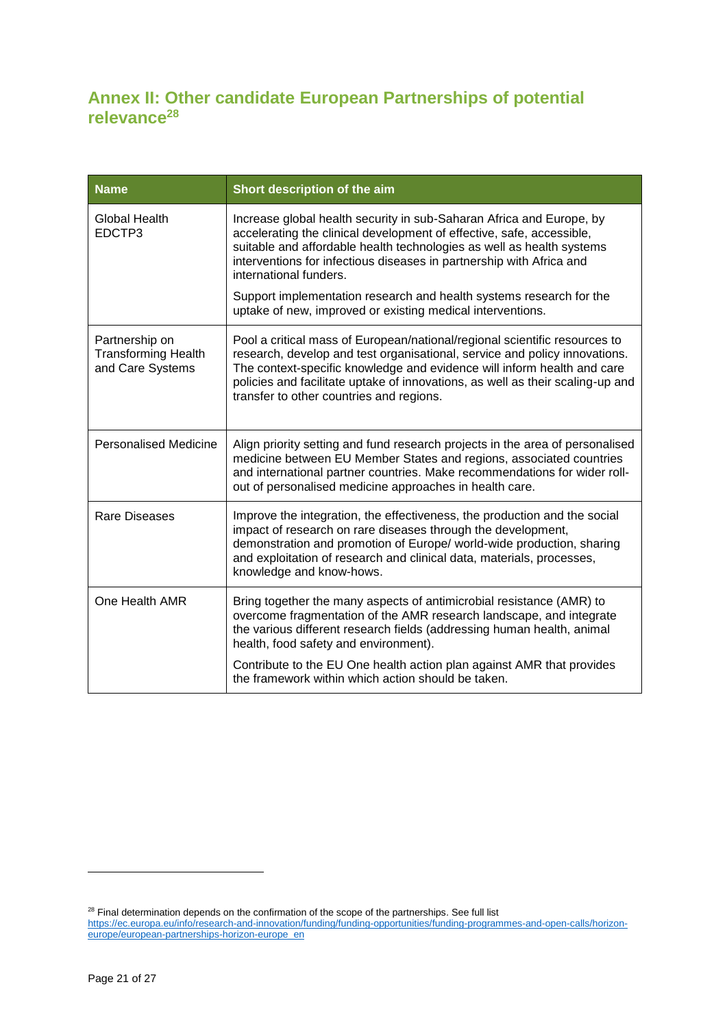## Annex II: Other candidate European Partnerships of potential relevance[28]

| Name | Short description of the aim |
|---|---|
| Global Health EDCTP3 | Increase global health security in sub-Saharan Africa and Europe, by accelerating the clinical development of effective, safe, accessible, suitable and affordable health technologies as well as health systems interventions for infectious diseases in partnership with Africa and international funders.<br><br>Support implementation research and health systems research for the uptake of new, improved or existing medical interventions. |
| Partnership on Transforming Health and Care Systems | Pool a critical mass of European/national/regional scientific resources to research, develop and test organisational, service and policy innovations. The context-specific knowledge and evidence will inform health and care policies and facilitate uptake of innovations, as well as their scaling-up and transfer to other countries and regions. |
| Personalised Medicine | Align priority setting and fund research projects in the area of personalised medicine between EU Member States and regions, associated countries and international partner countries. Make recommendations for wider roll-out of personalised medicine approaches in health care. |
| Rare Diseases | Improve the integration, the effectiveness, the production and the social impact of research on rare diseases through the development, demonstration and promotion of Europe/ world-wide production, sharing and exploitation of research and clinical data, materials, processes, knowledge and know-hows. |
| One Health AMR | Bring together the many aspects of antimicrobial resistance (AMR) to overcome fragmentation of the AMR research landscape, and integrate the various different research fields (addressing human health, animal health, food safety and environment).<br><br>Contribute to the EU One health action plan against AMR that provides the framework within which action should be taken. |

[28] Final determination depends on the confirmation of the scope of the partnerships. See full list https://ec.europa.eu/info/research-and-innovation/funding/funding-opportunities/funding-programmes-and-open-calls/horizon-europe/european-partnerships-horizon-europe_en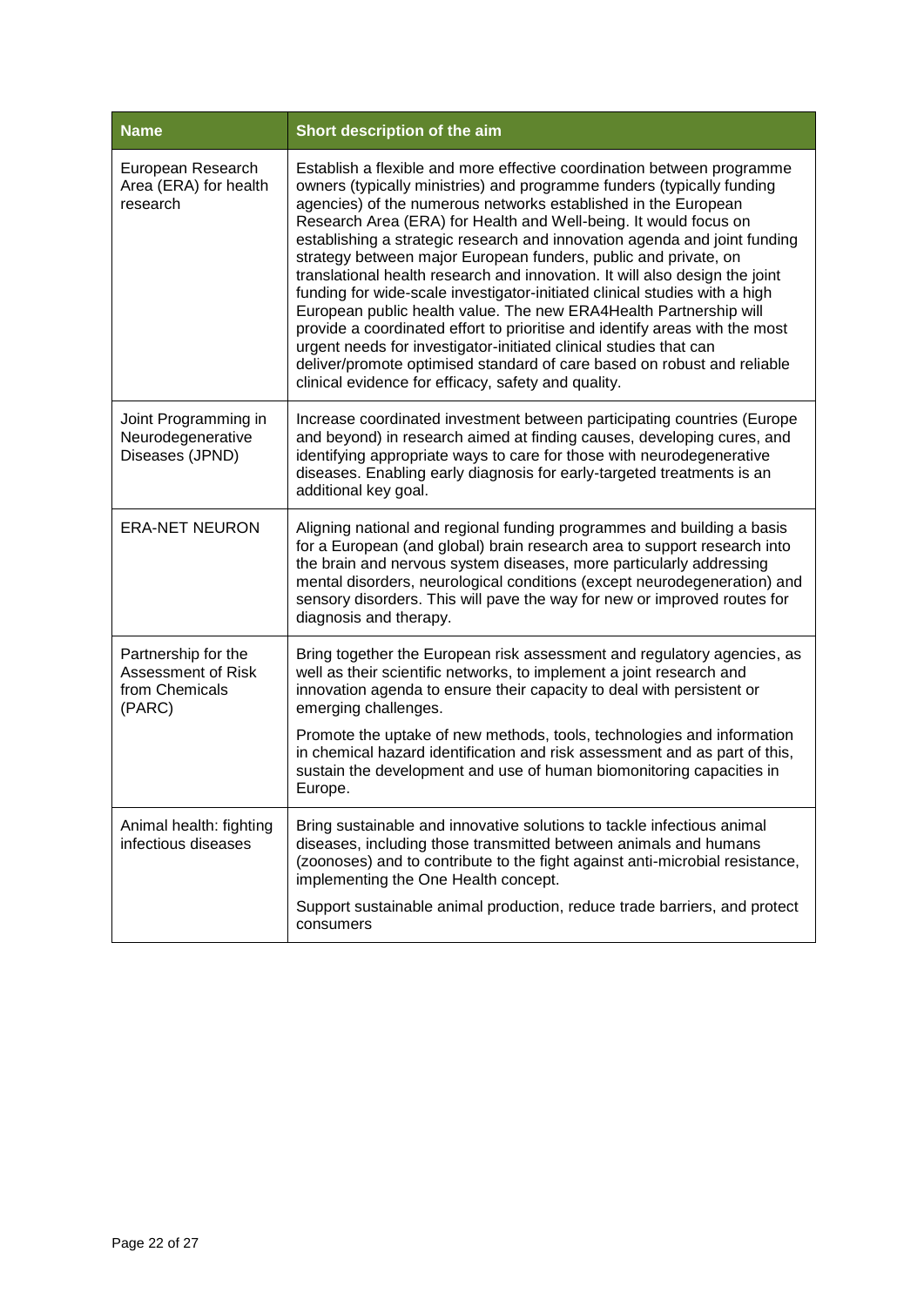| Name | Short description of the aim |
|---|---|
| European Research Area (ERA) for health research | Establish a flexible and more effective coordination between programme owners (typically ministries) and programme funders (typically funding agencies) of the numerous networks established in the European Research Area (ERA) for Health and Well-being. It would focus on establishing a strategic research and innovation agenda and joint funding strategy between major European funders, public and private, on translational health research and innovation. It will also design the joint funding for wide-scale investigator-initiated clinical studies with a high European public health value. The new ERA4Health Partnership will provide a coordinated effort to prioritise and identify areas with the most urgent needs for investigator-initiated clinical studies that can deliver/promote optimised standard of care based on robust and reliable clinical evidence for efficacy, safety and quality. |
| Joint Programming in Neurodegenerative Diseases (JPND) | Increase coordinated investment between participating countries (Europe and beyond) in research aimed at finding causes, developing cures, and identifying appropriate ways to care for those with neurodegenerative diseases. Enabling early diagnosis for early-targeted treatments is an additional key goal. |
| ERA-NET NEURON | Aligning national and regional funding programmes and building a basis for a European (and global) brain research area to support research into the brain and nervous system diseases, more particularly addressing mental disorders, neurological conditions (except neurodegeneration) and sensory disorders. This will pave the way for new or improved routes for diagnosis and therapy. |
| Partnership for the Assessment of Risk from Chemicals (PARC) | Bring together the European risk assessment and regulatory agencies, as well as their scientific networks, to implement a joint research and innovation agenda to ensure their capacity to deal with persistent or emerging challenges.<br><br>Promote the uptake of new methods, tools, technologies and information in chemical hazard identification and risk assessment and as part of this, sustain the development and use of human biomonitoring capacities in Europe. |
| Animal health: fighting infectious diseases | Bring sustainable and innovative solutions to tackle infectious animal diseases, including those transmitted between animals and humans (zoonoses) and to contribute to the fight against anti-microbial resistance, implementing the One Health concept.<br><br>Support sustainable animal production, reduce trade barriers, and protect consumers |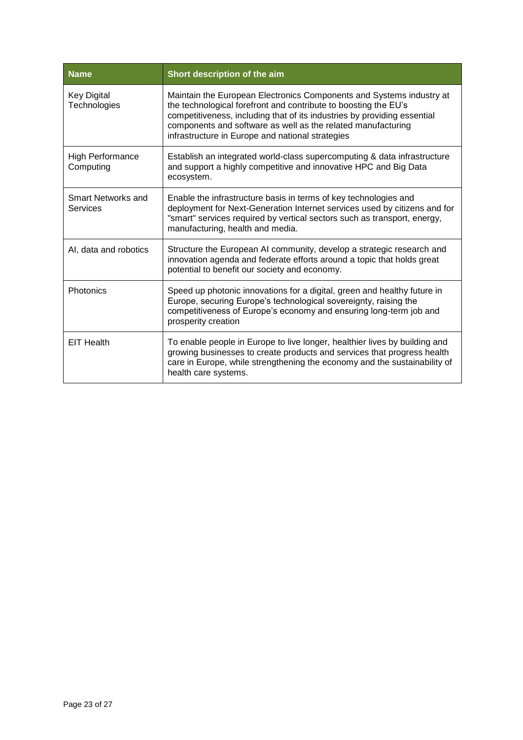| Name | Short description of the aim |
|---|---|
| Key Digital Technologies | Maintain the European Electronics Components and Systems industry at the technological forefront and contribute to boosting the EU's competitiveness, including that of its industries by providing essential components and software as well as the related manufacturing infrastructure in Europe and national strategies |
| High Performance Computing | Establish an integrated world-class supercomputing & data infrastructure and support a highly competitive and innovative HPC and Big Data ecosystem. |
| Smart Networks and Services | Enable the infrastructure basis in terms of key technologies and deployment for Next-Generation Internet services used by citizens and for "smart" services required by vertical sectors such as transport, energy, manufacturing, health and media. |
| AI, data and robotics | Structure the European AI community, develop a strategic research and innovation agenda and federate efforts around a topic that holds great potential to benefit our society and economy. |
| Photonics | Speed up photonic innovations for a digital, green and healthy future in Europe, securing Europe's technological sovereignty, raising the competitiveness of Europe's economy and ensuring long-term job and prosperity creation |
| EIT Health | To enable people in Europe to live longer, healthier lives by building and growing businesses to create products and services that progress health care in Europe, while strengthening the economy and the sustainability of health care systems. |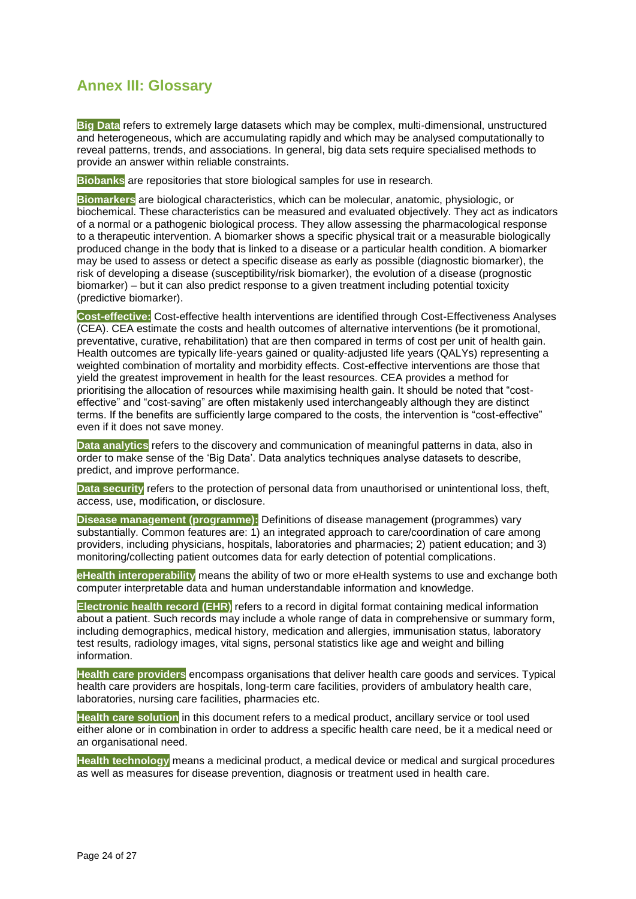## Annex III: Glossary

**Big Data** refers to extremely large datasets which may be complex, multi-dimensional, unstructured and heterogeneous, which are accumulating rapidly and which may be analysed computationally to reveal patterns, trends, and associations. In general, big data sets require specialised methods to provide an answer within reliable constraints.

**Biobanks** are repositories that store biological samples for use in research.

**Biomarkers** are biological characteristics, which can be molecular, anatomic, physiologic, or biochemical. These characteristics can be measured and evaluated objectively. They act as indicators of a normal or a pathogenic biological process. They allow assessing the pharmacological response to a therapeutic intervention. A biomarker shows a specific physical trait or a measurable biologically produced change in the body that is linked to a disease or a particular health condition. A biomarker may be used to assess or detect a specific disease as early as possible (diagnostic biomarker), the risk of developing a disease (susceptibility/risk biomarker), the evolution of a disease (prognostic biomarker) – but it can also predict response to a given treatment including potential toxicity (predictive biomarker).

**Cost-effective:** Cost-effective health interventions are identified through Cost-Effectiveness Analyses (CEA). CEA estimate the costs and health outcomes of alternative interventions (be it promotional, preventative, curative, rehabilitation) that are then compared in terms of cost per unit of health gain. Health outcomes are typically life-years gained or quality-adjusted life years (QALYs) representing a weighted combination of mortality and morbidity effects. Cost-effective interventions are those that yield the greatest improvement in health for the least resources. CEA provides a method for prioritising the allocation of resources while maximising health gain. It should be noted that "cost-effective" and "cost-saving" are often mistakenly used interchangeably although they are distinct terms. If the benefits are sufficiently large compared to the costs, the intervention is "cost-effective" even if it does not save money.

**Data analytics** refers to the discovery and communication of meaningful patterns in data, also in order to make sense of the 'Big Data'. Data analytics techniques analyse datasets to describe, predict, and improve performance.

**Data security** refers to the protection of personal data from unauthorised or unintentional loss, theft, access, use, modification, or disclosure.

**Disease management (programme):** Definitions of disease management (programmes) vary substantially. Common features are: 1) an integrated approach to care/coordination of care among providers, including physicians, hospitals, laboratories and pharmacies; 2) patient education; and 3) monitoring/collecting patient outcomes data for early detection of potential complications.

**eHealth interoperability** means the ability of two or more eHealth systems to use and exchange both computer interpretable data and human understandable information and knowledge.

**Electronic health record (EHR)** refers to a record in digital format containing medical information about a patient. Such records may include a whole range of data in comprehensive or summary form, including demographics, medical history, medication and allergies, immunisation status, laboratory test results, radiology images, vital signs, personal statistics like age and weight and billing information.

**Health care providers** encompass organisations that deliver health care goods and services. Typical health care providers are hospitals, long-term care facilities, providers of ambulatory health care, laboratories, nursing care facilities, pharmacies etc.

**Health care solution** in this document refers to a medical product, ancillary service or tool used either alone or in combination in order to address a specific health care need, be it a medical need or an organisational need.

**Health technology** means a medicinal product, a medical device or medical and surgical procedures as well as measures for disease prevention, diagnosis or treatment used in health care.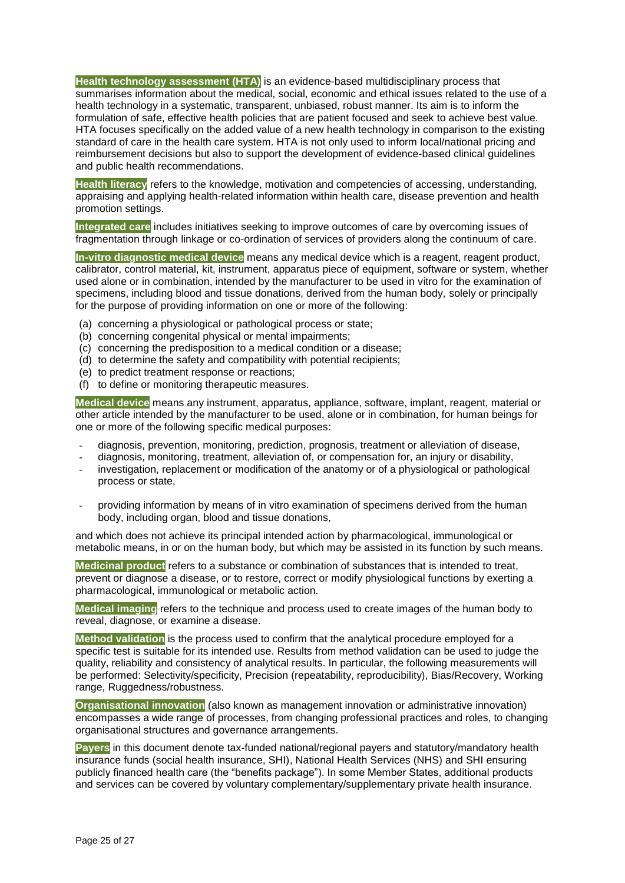**Health technology assessment (HTA)** is an evidence-based multidisciplinary process that summarises information about the medical, social, economic and ethical issues related to the use of a health technology in a systematic, transparent, unbiased, robust manner. Its aim is to inform the formulation of safe, effective health policies that are patient focused and seek to achieve best value. HTA focuses specifically on the added value of a new health technology in comparison to the existing standard of care in the health care system. HTA is not only used to inform local/national pricing and reimbursement decisions but also to support the development of evidence-based clinical guidelines and public health recommendations.

**Health literacy** refers to the knowledge, motivation and competencies of accessing, understanding, appraising and applying health-related information within health care, disease prevention and health promotion settings.

**Integrated care** includes initiatives seeking to improve outcomes of care by overcoming issues of fragmentation through linkage or co-ordination of services of providers along the continuum of care.

**In-vitro diagnostic medical device** means any medical device which is a reagent, reagent product, calibrator, control material, kit, instrument, apparatus piece of equipment, software or system, whether used alone or in combination, intended by the manufacturer to be used in vitro for the examination of specimens, including blood and tissue donations, derived from the human body, solely or principally for the purpose of providing information on one or more of the following:

(a) concerning a physiological or pathological process or state;
(b) concerning congenital physical or mental impairments;
(c) concerning the predisposition to a medical condition or a disease;
(d) to determine the safety and compatibility with potential recipients;
(e) to predict treatment response or reactions;
(f) to define or monitoring therapeutic measures.

**Medical device** means any instrument, apparatus, appliance, software, implant, reagent, material or other article intended by the manufacturer to be used, alone or in combination, for human beings for one or more of the following specific medical purposes:

- diagnosis, prevention, monitoring, prediction, prognosis, treatment or alleviation of disease,
- diagnosis, monitoring, treatment, alleviation of, or compensation for, an injury or disability,
- investigation, replacement or modification of the anatomy or of a physiological or pathological process or state,
- providing information by means of in vitro examination of specimens derived from the human body, including organ, blood and tissue donations,

and which does not achieve its principal intended action by pharmacological, immunological or metabolic means, in or on the human body, but which may be assisted in its function by such means.

**Medicinal product** refers to a substance or combination of substances that is intended to treat, prevent or diagnose a disease, or to restore, correct or modify physiological functions by exerting a pharmacological, immunological or metabolic action.

**Medical imaging** refers to the technique and process used to create images of the human body to reveal, diagnose, or examine a disease.

**Method validation** is the process used to confirm that the analytical procedure employed for a specific test is suitable for its intended use. Results from method validation can be used to judge the quality, reliability and consistency of analytical results. In particular, the following measurements will be performed: Selectivity/specificity, Precision (repeatability, reproducibility), Bias/Recovery, Working range, Ruggedness/robustness.

**Organisational innovation** (also known as management innovation or administrative innovation) encompasses a wide range of processes, from changing professional practices and roles, to changing organisational structures and governance arrangements.

**Payers** in this document denote tax-funded national/regional payers and statutory/mandatory health insurance funds (social health insurance, SHI), National Health Services (NHS) and SHI ensuring publicly financed health care (the "benefits package"). In some Member States, additional products and services can be covered by voluntary complementary/supplementary private health insurance.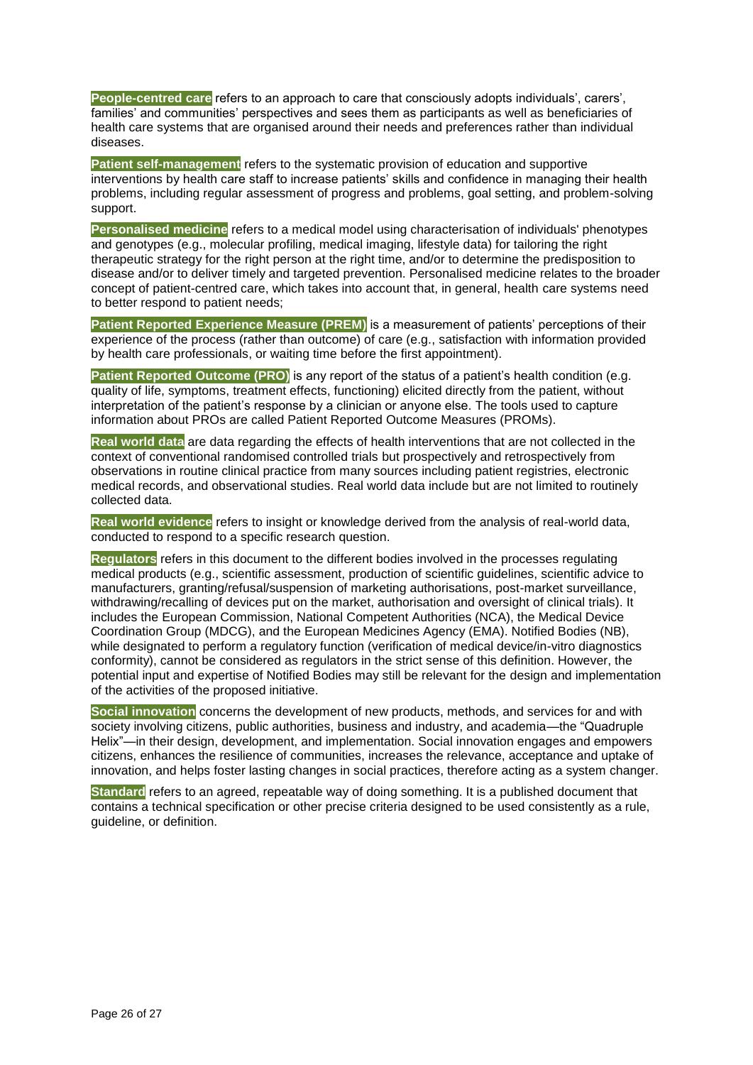**People-centred care** refers to an approach to care that consciously adopts individuals', carers', families' and communities' perspectives and sees them as participants as well as beneficiaries of health care systems that are organised around their needs and preferences rather than individual diseases.

**Patient self-management** refers to the systematic provision of education and supportive interventions by health care staff to increase patients' skills and confidence in managing their health problems, including regular assessment of progress and problems, goal setting, and problem-solving support.

**Personalised medicine** refers to a medical model using characterisation of individuals' phenotypes and genotypes (e.g., molecular profiling, medical imaging, lifestyle data) for tailoring the right therapeutic strategy for the right person at the right time, and/or to determine the predisposition to disease and/or to deliver timely and targeted prevention. Personalised medicine relates to the broader concept of patient-centred care, which takes into account that, in general, health care systems need to better respond to patient needs;

**Patient Reported Experience Measure (PREM)** is a measurement of patients' perceptions of their experience of the process (rather than outcome) of care (e.g., satisfaction with information provided by health care professionals, or waiting time before the first appointment).

**Patient Reported Outcome (PRO)** is any report of the status of a patient's health condition (e.g. quality of life, symptoms, treatment effects, functioning) elicited directly from the patient, without interpretation of the patient's response by a clinician or anyone else. The tools used to capture information about PROs are called Patient Reported Outcome Measures (PROMs).

**Real world data** are data regarding the effects of health interventions that are not collected in the context of conventional randomised controlled trials but prospectively and retrospectively from observations in routine clinical practice from many sources including patient registries, electronic medical records, and observational studies. Real world data include but are not limited to routinely collected data.

**Real world evidence** refers to insight or knowledge derived from the analysis of real-world data, conducted to respond to a specific research question.

**Regulators** refers in this document to the different bodies involved in the processes regulating medical products (e.g., scientific assessment, production of scientific guidelines, scientific advice to manufacturers, granting/refusal/suspension of marketing authorisations, post-market surveillance, withdrawing/recalling of devices put on the market, authorisation and oversight of clinical trials). It includes the European Commission, National Competent Authorities (NCA), the Medical Device Coordination Group (MDCG), and the European Medicines Agency (EMA). Notified Bodies (NB), while designated to perform a regulatory function (verification of medical device/in-vitro diagnostics conformity), cannot be considered as regulators in the strict sense of this definition. However, the potential input and expertise of Notified Bodies may still be relevant for the design and implementation of the activities of the proposed initiative.

**Social innovation** concerns the development of new products, methods, and services for and with society involving citizens, public authorities, business and industry, and academia—the "Quadruple Helix"—in their design, development, and implementation. Social innovation engages and empowers citizens, enhances the resilience of communities, increases the relevance, acceptance and uptake of innovation, and helps foster lasting changes in social practices, therefore acting as a system changer.

**Standard** refers to an agreed, repeatable way of doing something. It is a published document that contains a technical specification or other precise criteria designed to be used consistently as a rule, guideline, or definition.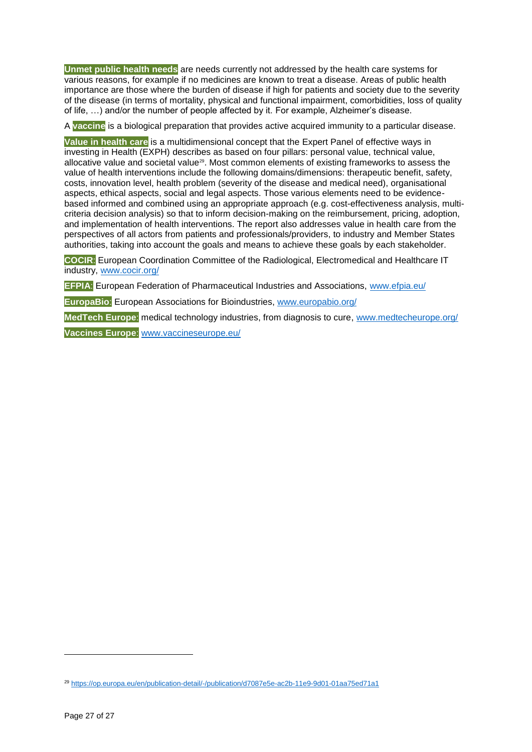**Unmet public health needs** are needs currently not addressed by the health care systems for various reasons, for example if no medicines are known to treat a disease. Areas of public health importance are those where the burden of disease if high for patients and society due to the severity of the disease (in terms of mortality, physical and functional impairment, comorbidities, loss of quality of life, …) and/or the number of people affected by it. For example, Alzheimer's disease.

A **vaccine** is a biological preparation that provides active acquired immunity to a particular disease.

**Value in health care** is a multidimensional concept that the Expert Panel of effective ways in investing in Health (EXPH) describes as based on four pillars: personal value, technical value, allocative value and societal value[29]. Most common elements of existing frameworks to assess the value of health interventions include the following domains/dimensions: therapeutic benefit, safety, costs, innovation level, health problem (severity of the disease and medical need), organisational aspects, ethical aspects, social and legal aspects. Those various elements need to be evidence-based informed and combined using an appropriate approach (e.g. cost-effectiveness analysis, multi-criteria decision analysis) so that to inform decision-making on the reimbursement, pricing, adoption, and implementation of health interventions. The report also addresses value in health care from the perspectives of all actors from patients and professionals/providers, to industry and Member States authorities, taking into account the goals and means to achieve these goals by each stakeholder.

**COCIR**: European Coordination Committee of the Radiological, Electromedical and Healthcare IT industry, www.cocir.org/

**EFPIA**: European Federation of Pharmaceutical Industries and Associations, www.efpia.eu/

**EuropaBio**: European Associations for Bioindustries, www.europabio.org/

**MedTech Europe**: medical technology industries, from diagnosis to cure, www.medtecheurope.org/

**Vaccines Europe**: www.vaccineseurope.eu/

---

[29] https://op.europa.eu/en/publication-detail/-/publication/d7087e5e-ac2b-11e9-9d01-01aa75ed71a1